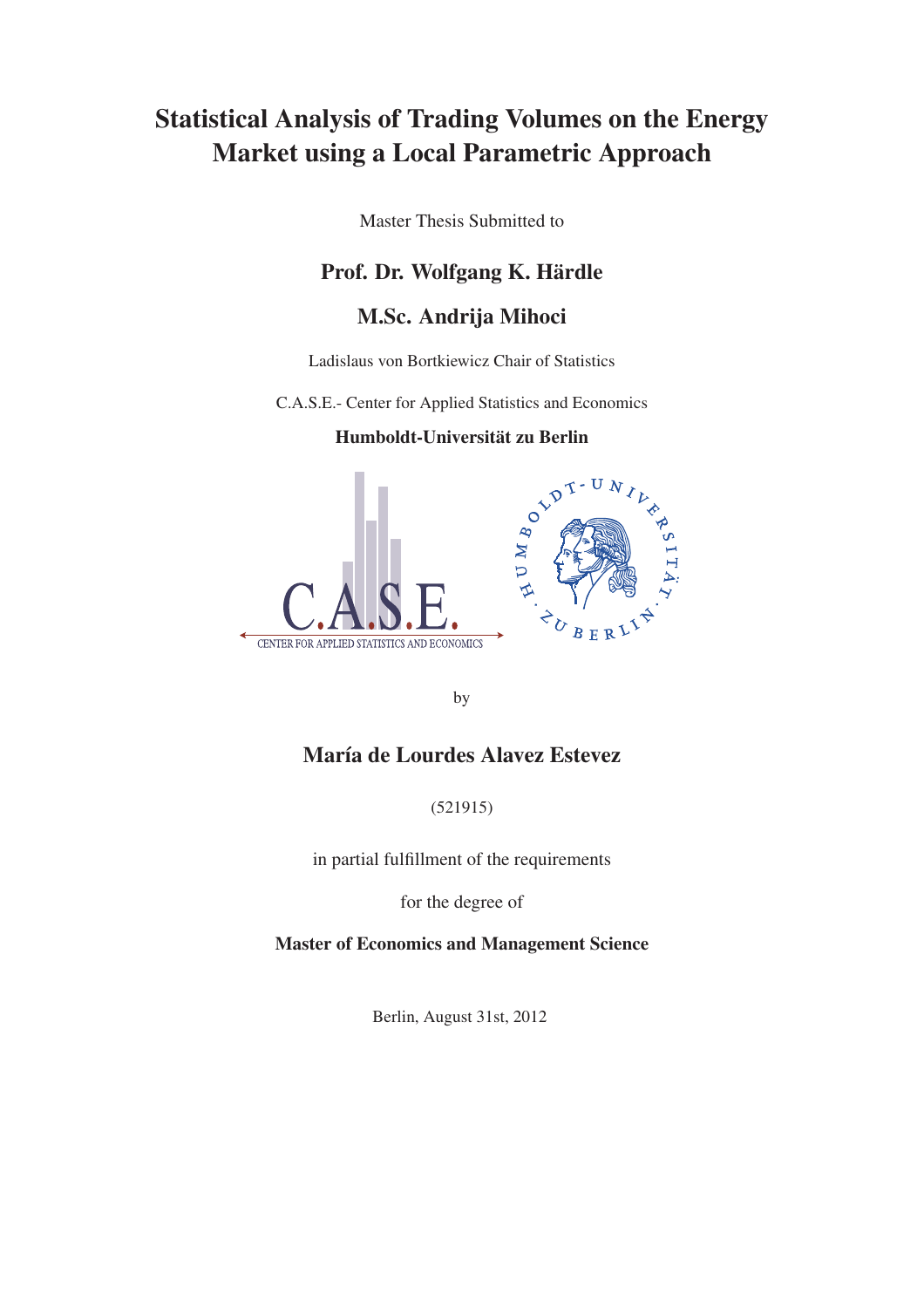# Statistical Analysis of Trading Volumes on the Energy Market using a Local Parametric Approach

Master Thesis Submitted to

**Prof. Dr. Wolfgang K. Härdle**

**M.Sc. Andrija Mihoci**

Ladislaus von Bortkiewicz Chair of Statistics

C.A.S.E.- Center for Applied Statistics and Economics

**Humboldt-Universität zu Berlin**

by

**María de Lourdes Alavez Estevez**

(521915)

in partial fulfillment of the requirements

for the degree of

**Master of Economics and Management Science**

Berlin, August 31st, 2012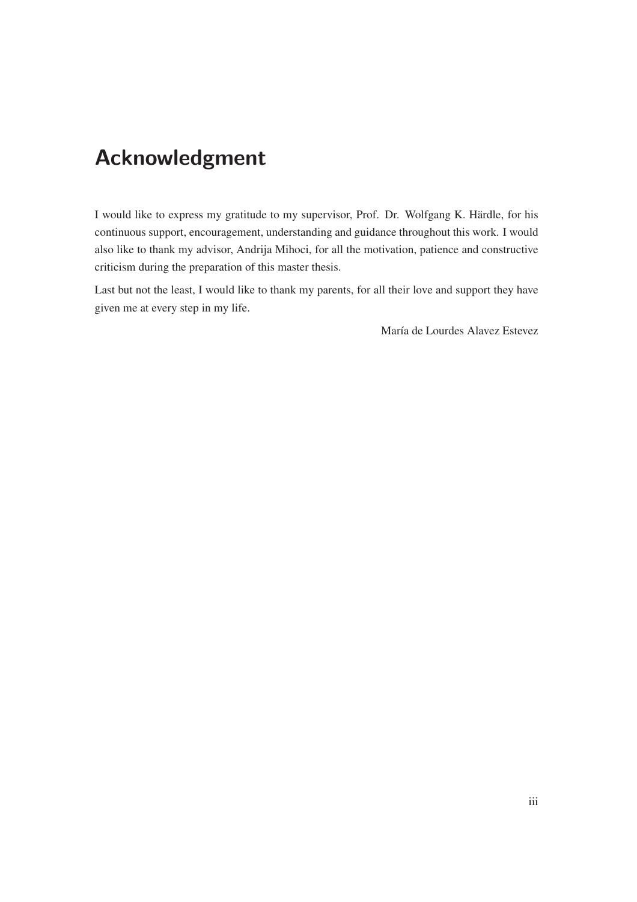# Acknowledgment

I would like to express my gratitude to my supervisor, Prof. Dr. Wolfgang K. Härdle, for his continuous support, encouragement, understanding and guidance throughout this work. I would also like to thank my advisor, Andrija Mihoci, for all the motivation, patience and constructive criticism during the preparation of this master thesis.

Last but not the least, I would like to thank my parents, for all their love and support they have given me at every step in my life.

María de Lourdes Alavez Estevez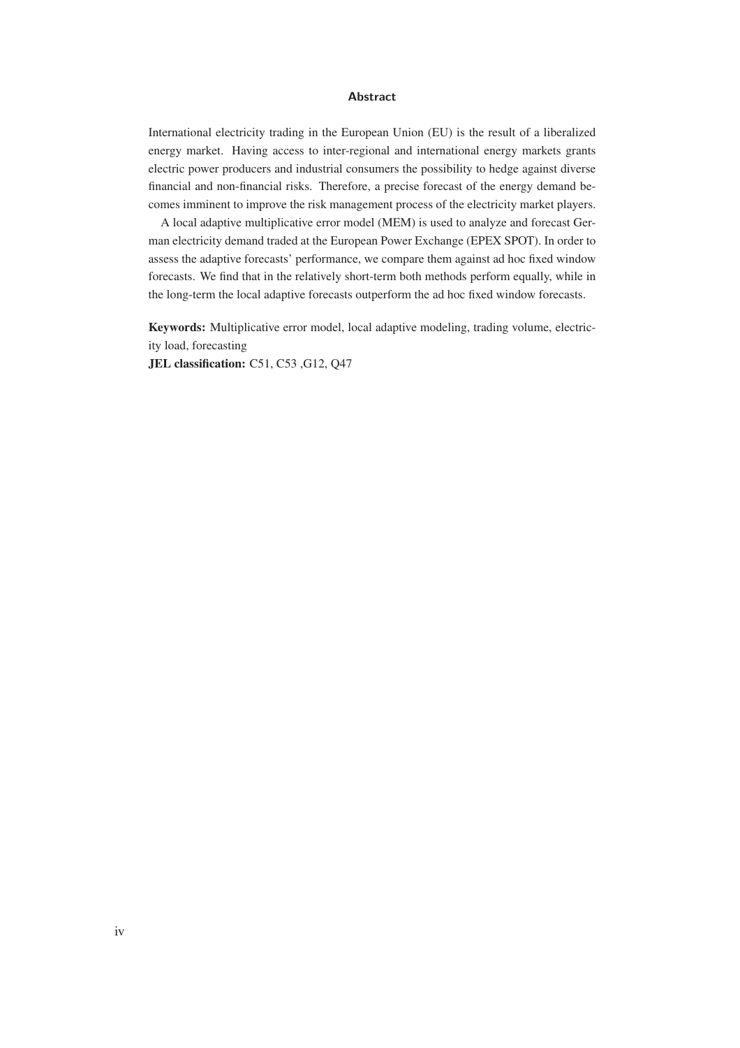## Abstract

International electricity trading in the European Union (EU) is the result of a liberalized energy market. Having access to inter-regional and international energy markets grants electric power producers and industrial consumers the possibility to hedge against diverse financial and non-financial risks. Therefore, a precise forecast of the energy demand becomes imminent to improve the risk management process of the electricity market players.

A local adaptive multiplicative error model (MEM) is used to analyze and forecast German electricity demand traded at the European Power Exchange (EPEX SPOT). In order to assess the adaptive forecasts' performance, we compare them against ad hoc fixed window forecasts. We find that in the relatively short-term both methods perform equally, while in the long-term the local adaptive forecasts outperform the ad hoc fixed window forecasts.

**Keywords:** Multiplicative error model, local adaptive modeling, trading volume, electricity load, forecasting

**JEL classification:** C51, C53 ,G12, Q47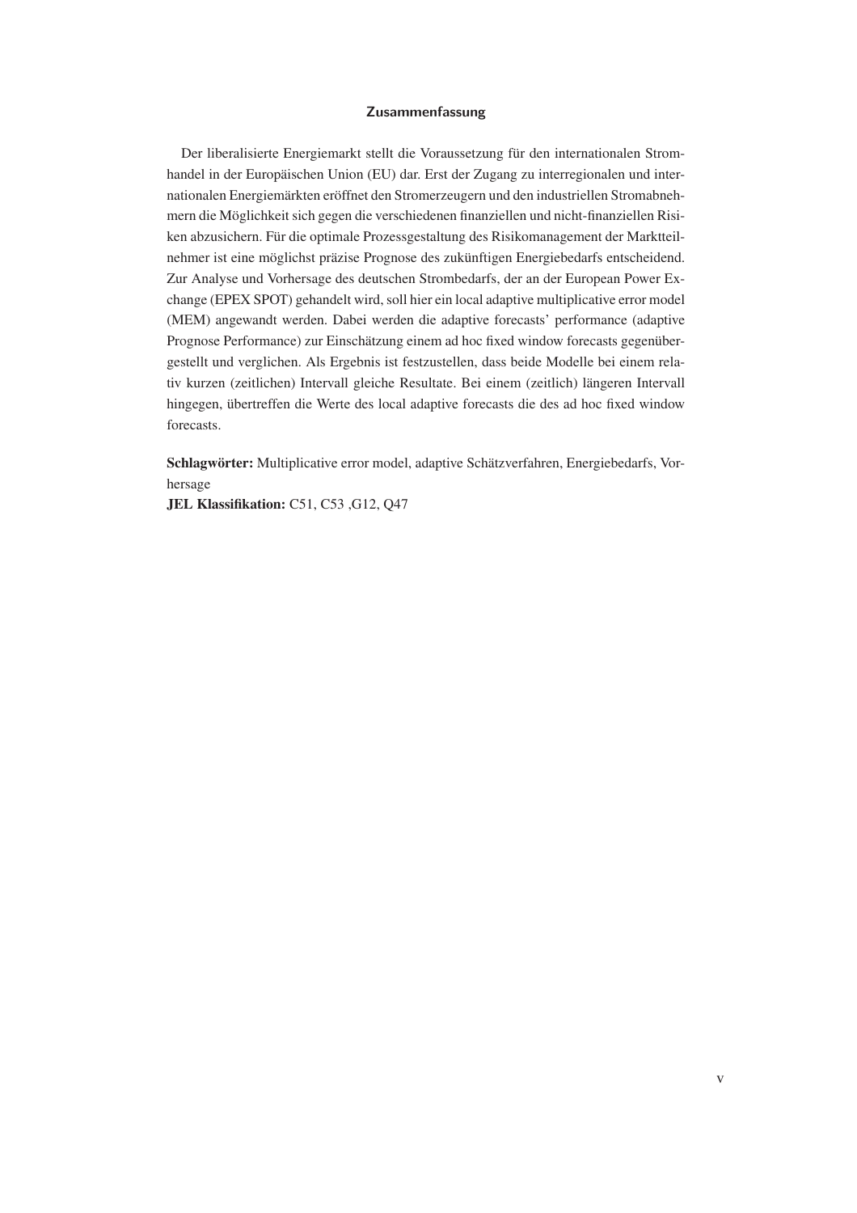## Zusammenfassung

Der liberalisierte Energiemarkt stellt die Voraussetzung für den internationalen Stromhandel in der Europäischen Union (EU) dar. Erst der Zugang zu interregionalen und internationalen Energiemärkten eröffnet den Stromerzeugern und den industriellen Stromabnehmern die Möglichkeit sich gegen die verschiedenen finanziellen und nicht-finanziellen Risiken abzusichern. Für die optimale Prozessgestaltung des Risikomanagement der Marktteilnehmer ist eine möglichst präzise Prognose des zukünftigen Energiebedarfs entscheidend. Zur Analyse und Vorhersage des deutschen Strombedarfs, der an der European Power Exchange (EPEX SPOT) gehandelt wird, soll hier ein local adaptive multiplicative error model (MEM) angewandt werden. Dabei werden die adaptive forecasts' performance (adaptive Prognose Performance) zur Einschätzung einem ad hoc fixed window forecasts gegenübergestellt und verglichen. Als Ergebnis ist festzustellen, dass beide Modelle bei einem relativ kurzen (zeitlichen) Intervall gleiche Resultate. Bei einem (zeitlich) längeren Intervall hingegen, übertreffen die Werte des local adaptive forecasts die des ad hoc fixed window forecasts.

**Schlagwörter:** Multiplicative error model, adaptive Schätzverfahren, Energiebedarfs, Vorhersage

**JEL Klassifikation:** C51, C53 ,G12, Q47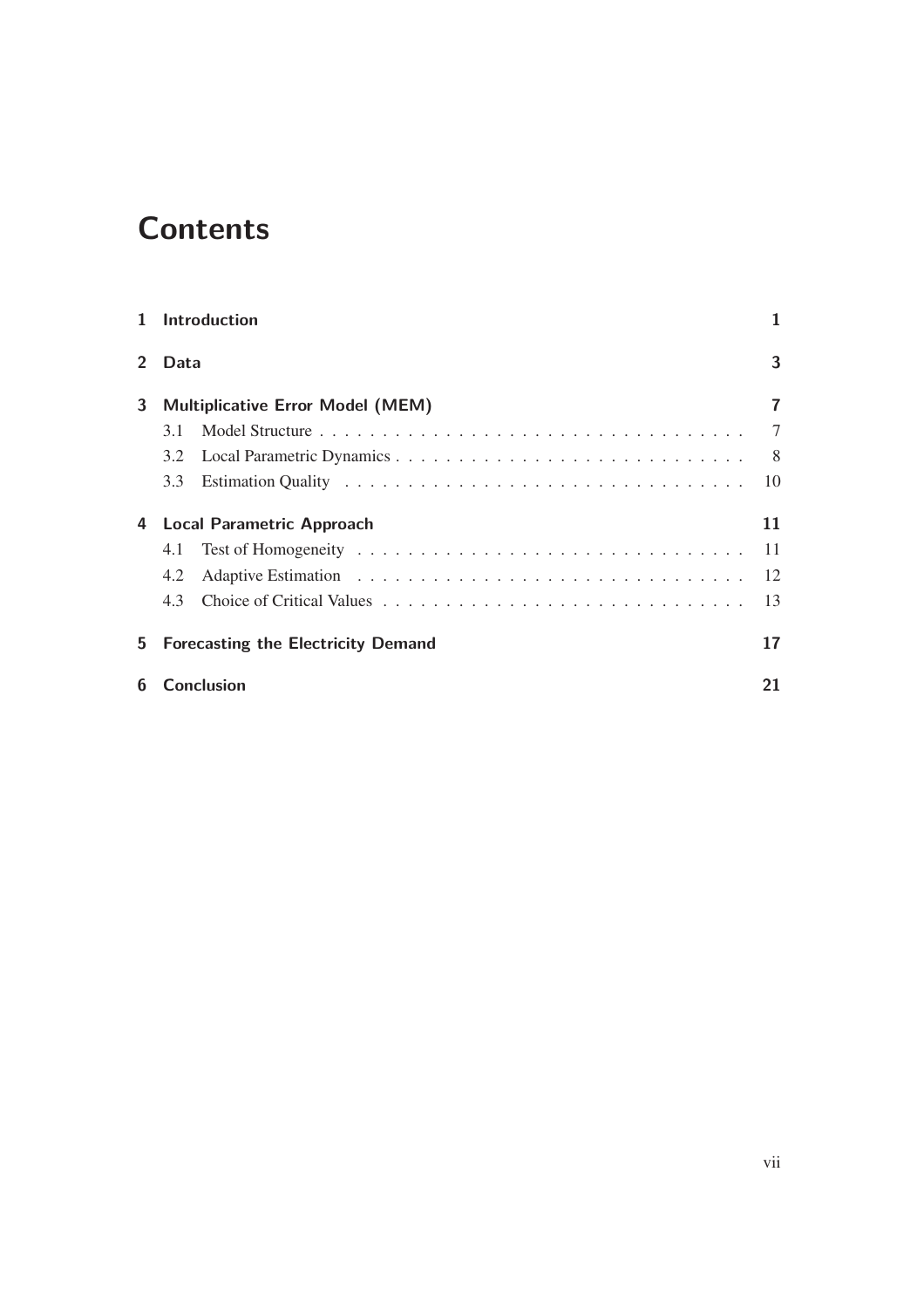# Contents

| | | |
|---|---|---|
| **1** | **Introduction** | **1** |
| **2** | **Data** | **3** |
| **3** | **Multiplicative Error Model (MEM)** | **7** |
| | 3.1 Model Structure | 7 |
| | 3.2 Local Parametric Dynamics | 8 |
| | 3.3 Estimation Quality | 10 |
| **4** | **Local Parametric Approach** | **11** |
| | 4.1 Test of Homogeneity | 11 |
| | 4.2 Adaptive Estimation | 12 |
| | 4.3 Choice of Critical Values | 13 |
| **5** | **Forecasting the Electricity Demand** | **17** |
| **6** | **Conclusion** | **21** |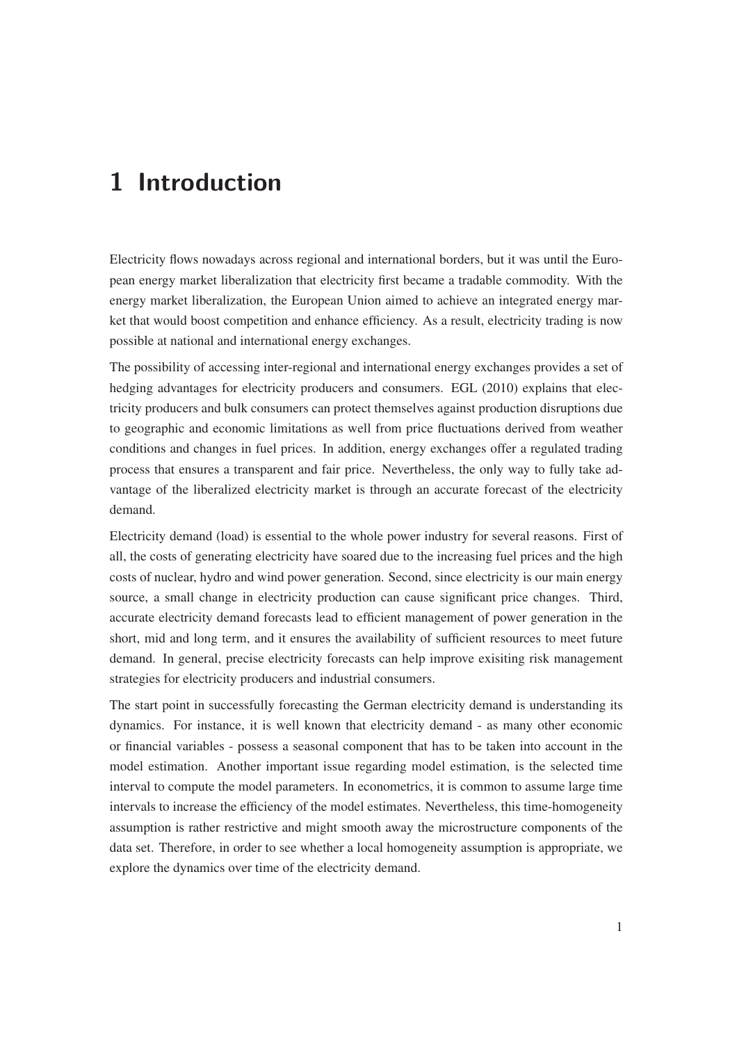# 1 Introduction

Electricity flows nowadays across regional and international borders, but it was until the European energy market liberalization that electricity first became a tradable commodity. With the energy market liberalization, the European Union aimed to achieve an integrated energy market that would boost competition and enhance efficiency. As a result, electricity trading is now possible at national and international energy exchanges.

The possibility of accessing inter-regional and international energy exchanges provides a set of hedging advantages for electricity producers and consumers. EGL (2010) explains that electricity producers and bulk consumers can protect themselves against production disruptions due to geographic and economic limitations as well from price fluctuations derived from weather conditions and changes in fuel prices. In addition, energy exchanges offer a regulated trading process that ensures a transparent and fair price. Nevertheless, the only way to fully take advantage of the liberalized electricity market is through an accurate forecast of the electricity demand.

Electricity demand (load) is essential to the whole power industry for several reasons. First of all, the costs of generating electricity have soared due to the increasing fuel prices and the high costs of nuclear, hydro and wind power generation. Second, since electricity is our main energy source, a small change in electricity production can cause significant price changes. Third, accurate electricity demand forecasts lead to efficient management of power generation in the short, mid and long term, and it ensures the availability of sufficient resources to meet future demand. In general, precise electricity forecasts can help improve exisiting risk management strategies for electricity producers and industrial consumers.

The start point in successfully forecasting the German electricity demand is understanding its dynamics. For instance, it is well known that electricity demand - as many other economic or financial variables - possess a seasonal component that has to be taken into account in the model estimation. Another important issue regarding model estimation, is the selected time interval to compute the model parameters. In econometrics, it is common to assume large time intervals to increase the efficiency of the model estimates. Nevertheless, this time-homogeneity assumption is rather restrictive and might smooth away the microstructure components of the data set. Therefore, in order to see whether a local homogeneity assumption is appropriate, we explore the dynamics over time of the electricity demand.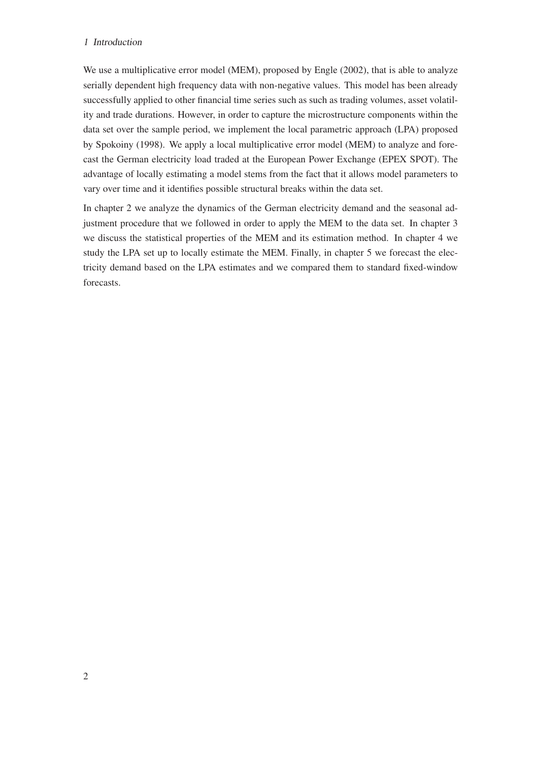We use a multiplicative error model (MEM), proposed by Engle (2002), that is able to analyze serially dependent high frequency data with non-negative values. This model has been already successfully applied to other financial time series such as such as trading volumes, asset volatility and trade durations. However, in order to capture the microstructure components within the data set over the sample period, we implement the local parametric approach (LPA) proposed by Spokoiny (1998). We apply a local multiplicative error model (MEM) to analyze and forecast the German electricity load traded at the European Power Exchange (EPEX SPOT). The advantage of locally estimating a model stems from the fact that it allows model parameters to vary over time and it identifies possible structural breaks within the data set.

In chapter 2 we analyze the dynamics of the German electricity demand and the seasonal adjustment procedure that we followed in order to apply the MEM to the data set. In chapter 3 we discuss the statistical properties of the MEM and its estimation method. In chapter 4 we study the LPA set up to locally estimate the MEM. Finally, in chapter 5 we forecast the electricity demand based on the LPA estimates and we compared them to standard fixed-window forecasts.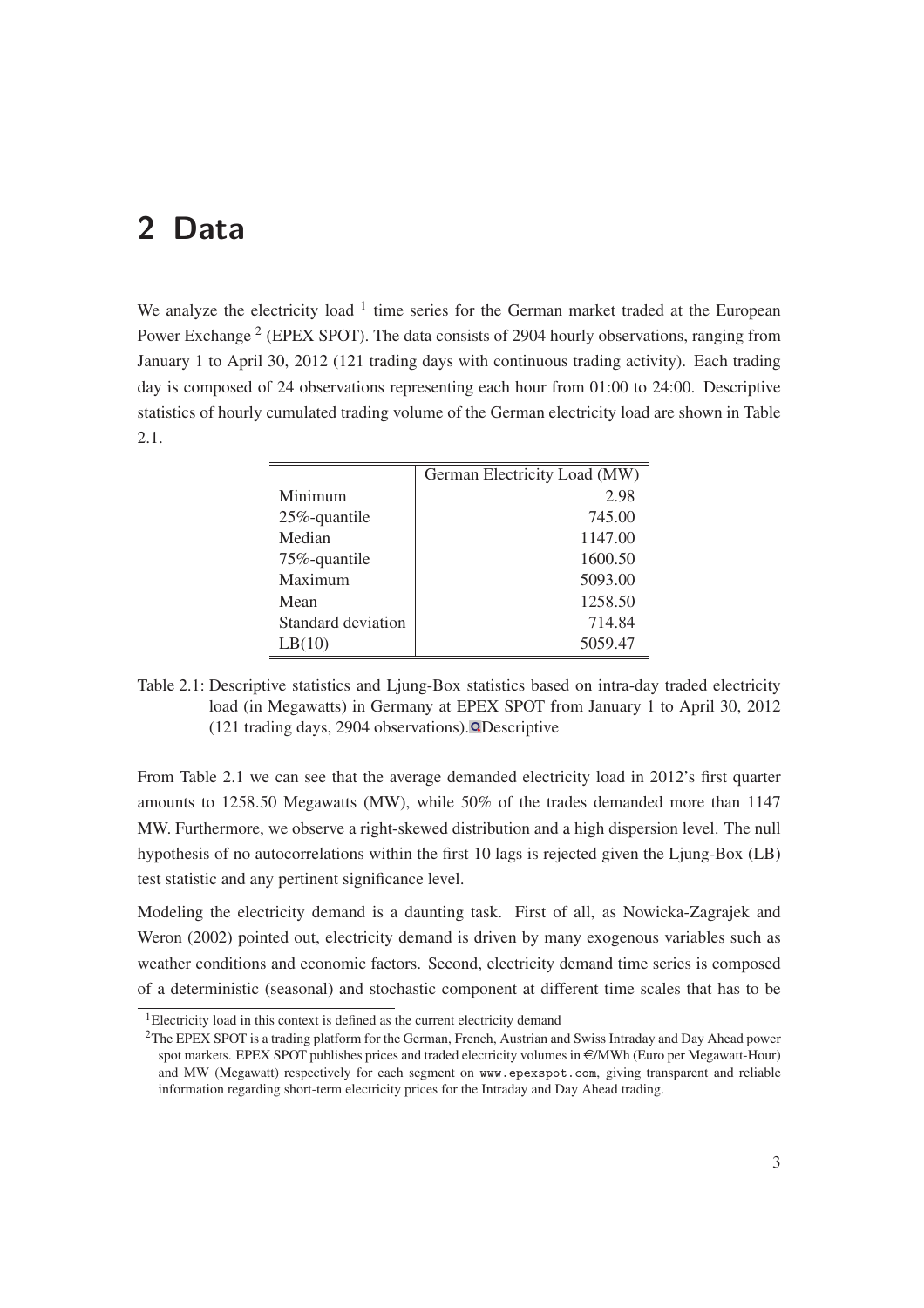# 2 Data

We analyze the electricity load [1] time series for the German market traded at the European Power Exchange [2] (EPEX SPOT). The data consists of 2904 hourly observations, ranging from January 1 to April 30, 2012 (121 trading days with continuous trading activity). Each trading day is composed of 24 observations representing each hour from 01:00 to 24:00. Descriptive statistics of hourly cumulated trading volume of the German electricity load are shown in Table 2.1.

| | German Electricity Load (MW) |
|---|---:|
| Minimum | 2.98 |
| 25%-quantile | 745.00 |
| Median | 1147.00 |
| 75%-quantile | 1600.50 |
| Maximum | 5093.00 |
| Mean | 1258.50 |
| Standard deviation | 714.84 |
| LB(10) | 5059.47 |

Table 2.1: Descriptive statistics and Ljung-Box statistics based on intra-day traded electricity load (in Megawatts) in Germany at EPEX SPOT from January 1 to April 30, 2012 (121 trading days, 2904 observations). Descriptive

From Table 2.1 we can see that the average demanded electricity load in 2012's first quarter amounts to 1258.50 Megawatts (MW), while 50% of the trades demanded more than 1147 MW. Furthermore, we observe a right-skewed distribution and a high dispersion level. The null hypothesis of no autocorrelations within the first 10 lags is rejected given the Ljung-Box (LB) test statistic and any pertinent significance level.

Modeling the electricity demand is a daunting task. First of all, as Nowicka-Zagrajek and Weron (2002) pointed out, electricity demand is driven by many exogenous variables such as weather conditions and economic factors. Second, electricity demand time series is composed of a deterministic (seasonal) and stochastic component at different time scales that has to be

[1] Electricity load in this context is defined as the current electricity demand

[2] The EPEX SPOT is a trading platform for the German, French, Austrian and Swiss Intraday and Day Ahead power spot markets. EPEX SPOT publishes prices and traded electricity volumes in €/MWh (Euro per Megawatt-Hour) and MW (Megawatt) respectively for each segment on www.epexspot.com, giving transparent and reliable information regarding short-term electricity prices for the Intraday and Day Ahead trading.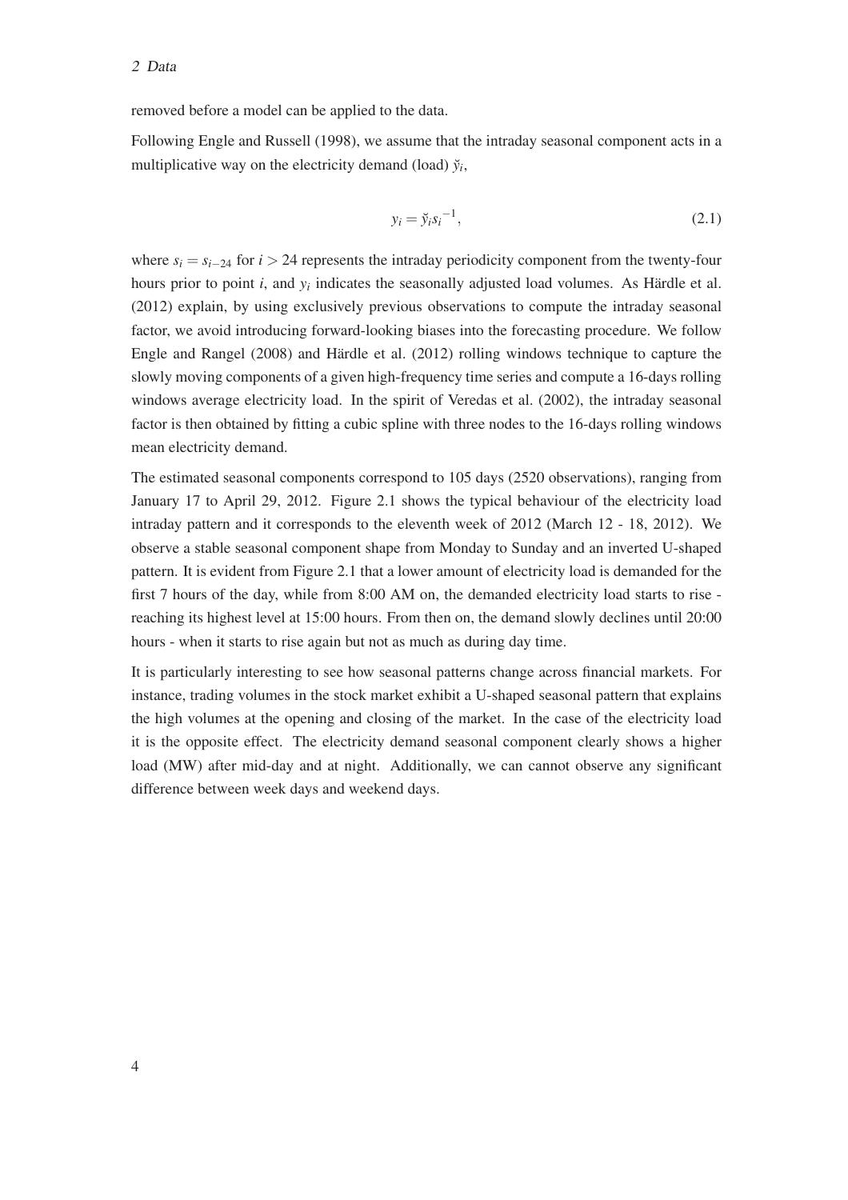removed before a model can be applied to the data.

Following Engle and Russell (1998), we assume that the intraday seasonal component acts in a multiplicative way on the electricity demand (load) $\breve{y}_i$,

$$y_i = \breve{y}_i {s_i}^{-1}, \tag{2.1}$$

where $s_i = s_{i-24}$ for $i > 24$ represents the intraday periodicity component from the twenty-four hours prior to point $i$, and $y_i$ indicates the seasonally adjusted load volumes. As Härdle et al. (2012) explain, by using exclusively previous observations to compute the intraday seasonal factor, we avoid introducing forward-looking biases into the forecasting procedure. We follow Engle and Rangel (2008) and Härdle et al. (2012) rolling windows technique to capture the slowly moving components of a given high-frequency time series and compute a 16-days rolling windows average electricity load. In the spirit of Veredas et al. (2002), the intraday seasonal factor is then obtained by fitting a cubic spline with three nodes to the 16-days rolling windows mean electricity demand.

The estimated seasonal components correspond to 105 days (2520 observations), ranging from January 17 to April 29, 2012. Figure 2.1 shows the typical behaviour of the electricity load intraday pattern and it corresponds to the eleventh week of 2012 (March 12 - 18, 2012). We observe a stable seasonal component shape from Monday to Sunday and an inverted U-shaped pattern. It is evident from Figure 2.1 that a lower amount of electricity load is demanded for the first 7 hours of the day, while from 8:00 AM on, the demanded electricity load starts to rise - reaching its highest level at 15:00 hours. From then on, the demand slowly declines until 20:00 hours - when it starts to rise again but not as much as during day time.

It is particularly interesting to see how seasonal patterns change across financial markets. For instance, trading volumes in the stock market exhibit a U-shaped seasonal pattern that explains the high volumes at the opening and closing of the market. In the case of the electricity load it is the opposite effect. The electricity demand seasonal component clearly shows a higher load (MW) after mid-day and at night. Additionally, we can cannot observe any significant difference between week days and weekend days.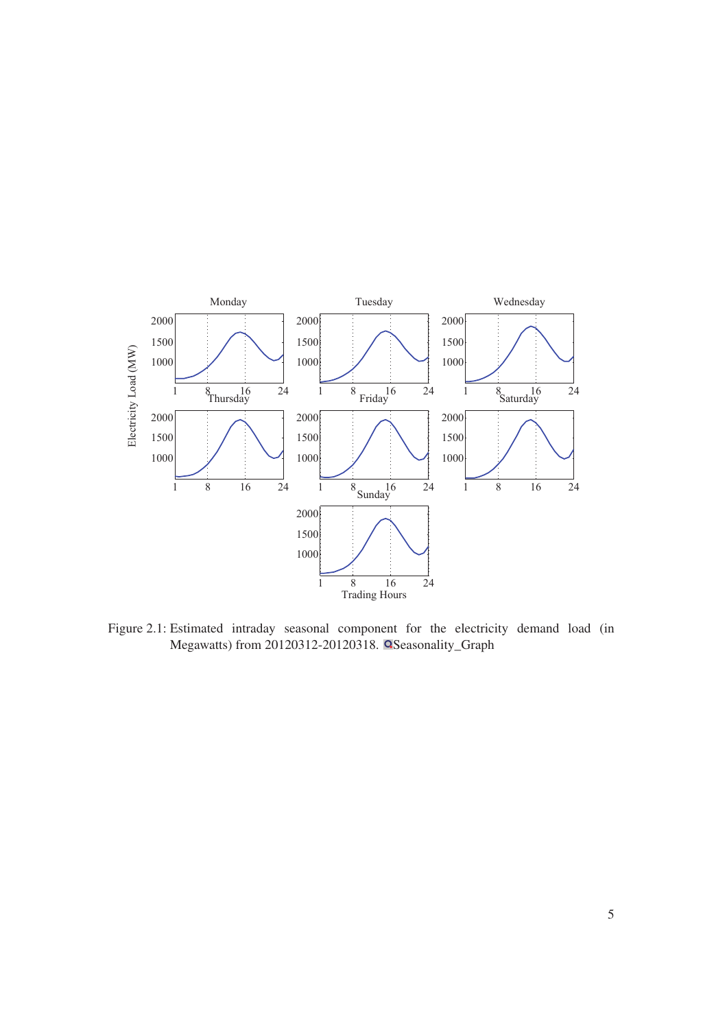Figure 2.1: Estimated intraday seasonal component for the electricity demand load (in Megawatts) from 20120312-20120318. Seasonality_Graph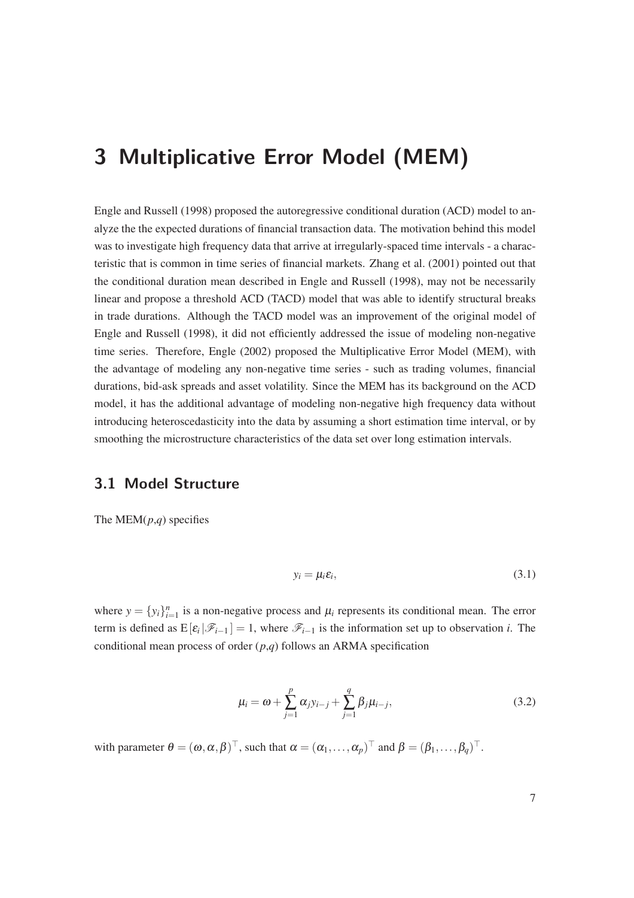# 3 Multiplicative Error Model (MEM)

Engle and Russell (1998) proposed the autoregressive conditional duration (ACD) model to analyze the the expected durations of financial transaction data. The motivation behind this model was to investigate high frequency data that arrive at irregularly-spaced time intervals - a characteristic that is common in time series of financial markets. Zhang et al. (2001) pointed out that the conditional duration mean described in Engle and Russell (1998), may not be necessarily linear and propose a threshold ACD (TACD) model that was able to identify structural breaks in trade durations. Although the TACD model was an improvement of the original model of Engle and Russell (1998), it did not efficiently addressed the issue of modeling non-negative time series. Therefore, Engle (2002) proposed the Multiplicative Error Model (MEM), with the advantage of modeling any non-negative time series - such as trading volumes, financial durations, bid-ask spreads and asset volatility. Since the MEM has its background on the ACD model, it has the additional advantage of modeling non-negative high frequency data without introducing heteroscedasticity into the data by assuming a short estimation time interval, or by smoothing the microstructure characteristics of the data set over long estimation intervals.

## 3.1 Model Structure

The MEM($p$,$q$) specifies

$$y_i = \mu_i \varepsilon_i, \tag{3.1}$$

where $y = \{y_i\}_{i=1}^n$ is a non-negative process and $\mu_i$ represents its conditional mean. The error term is defined as $\mathrm{E}[\varepsilon_i|\mathscr{F}_{i-1}] = 1$, where $\mathscr{F}_{i-1}$ is the information set up to observation $i$. The conditional mean process of order ($p$,$q$) follows an ARMA specification

$$\mu_i = \omega + \sum_{j=1}^{p} \alpha_j y_{i-j} + \sum_{j=1}^{q} \beta_j \mu_{i-j}, \tag{3.2}$$

with parameter $\theta = (\omega, \alpha, \beta)^\top$, such that $\alpha = (\alpha_1, \ldots, \alpha_p)^\top$ and $\beta = (\beta_1, \ldots, \beta_q)^\top$.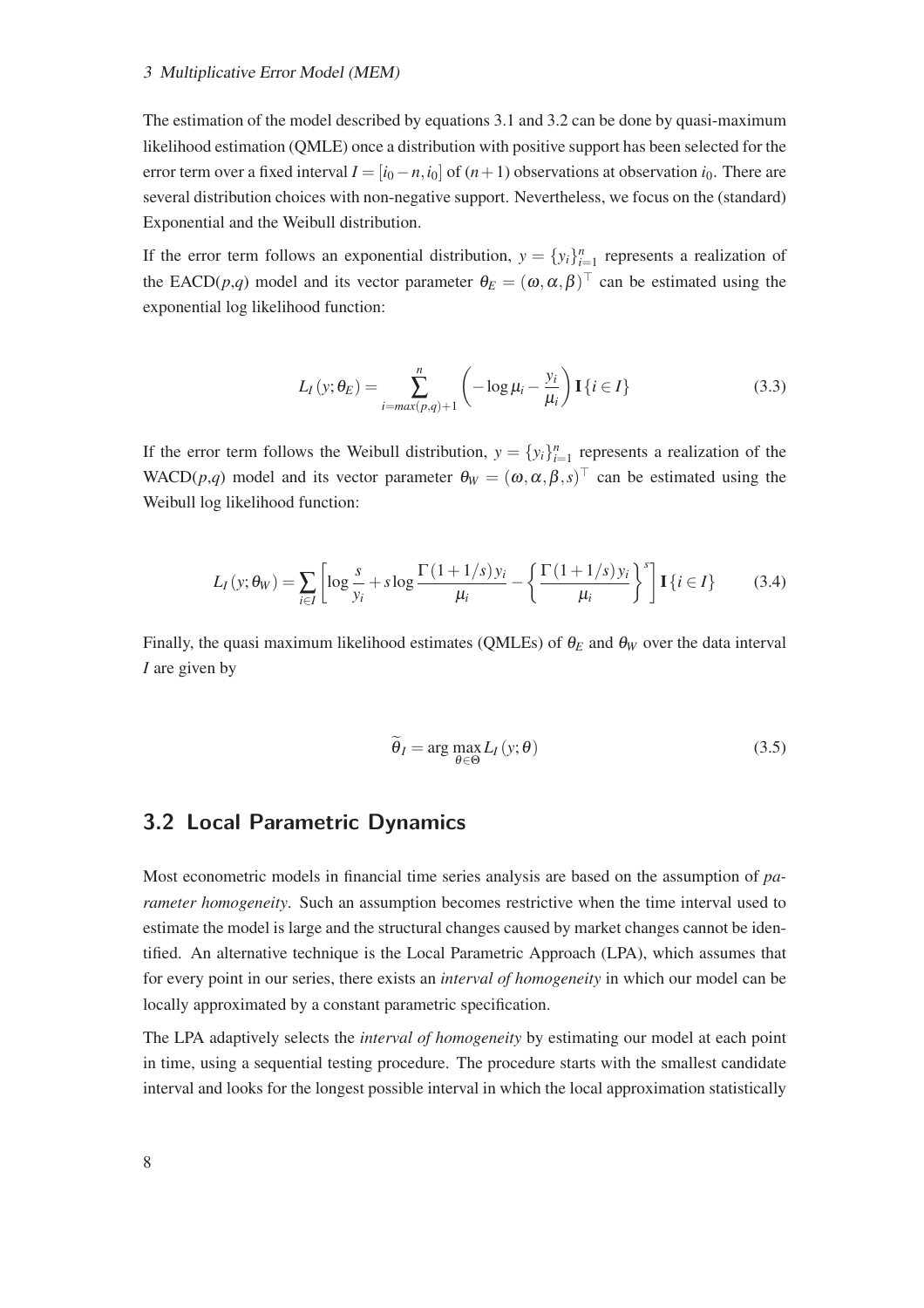The estimation of the model described by equations 3.1 and 3.2 can be done by quasi-maximum likelihood estimation (QMLE) once a distribution with positive support has been selected for the error term over a fixed interval $I = [i_0 - n, i_0]$ of $(n+1)$ observations at observation $i_0$. There are several distribution choices with non-negative support. Nevertheless, we focus on the (standard) Exponential and the Weibull distribution.

If the error term follows an exponential distribution, $y = \{y_i\}_{i=1}^n$ represents a realization of the EACD($p$,$q$) model and its vector parameter $\theta_E = (\omega, \alpha, \beta)^\top$ can be estimated using the exponential log likelihood function:

$$L_I(y; \theta_E) = \sum_{i=max(p,q)+1}^{n} \left( -\log \mu_i - \frac{y_i}{\mu_i} \right) \mathbf{I}\{i \in I\} \tag{3.3}$$

If the error term follows the Weibull distribution, $y = \{y_i\}_{i=1}^n$ represents a realization of the WACD($p$,$q$) model and its vector parameter $\theta_W = (\omega, \alpha, \beta, s)^\top$ can be estimated using the Weibull log likelihood function:

$$L_I(y; \theta_W) = \sum_{i \in I} \left[ \log \frac{s}{y_i} + s \log \frac{\Gamma(1+1/s)\, y_i}{\mu_i} - \left\{ \frac{\Gamma(1+1/s)\, y_i}{\mu_i} \right\}^s \right] \mathbf{I}\{i \in I\} \tag{3.4}$$

Finally, the quasi maximum likelihood estimates (QMLEs) of $\theta_E$ and $\theta_W$ over the data interval $I$ are given by

$$\widetilde{\theta}_I = \arg \max_{\theta \in \Theta} L_I(y; \theta) \tag{3.5}$$

## 3.2 Local Parametric Dynamics

Most econometric models in financial time series analysis are based on the assumption of *parameter homogeneity*. Such an assumption becomes restrictive when the time interval used to estimate the model is large and the structural changes caused by market changes cannot be identified. An alternative technique is the Local Parametric Approach (LPA), which assumes that for every point in our series, there exists an *interval of homogeneity* in which our model can be locally approximated by a constant parametric specification.

The LPA adaptively selects the *interval of homogeneity* by estimating our model at each point in time, using a sequential testing procedure. The procedure starts with the smallest candidate interval and looks for the longest possible interval in which the local approximation statistically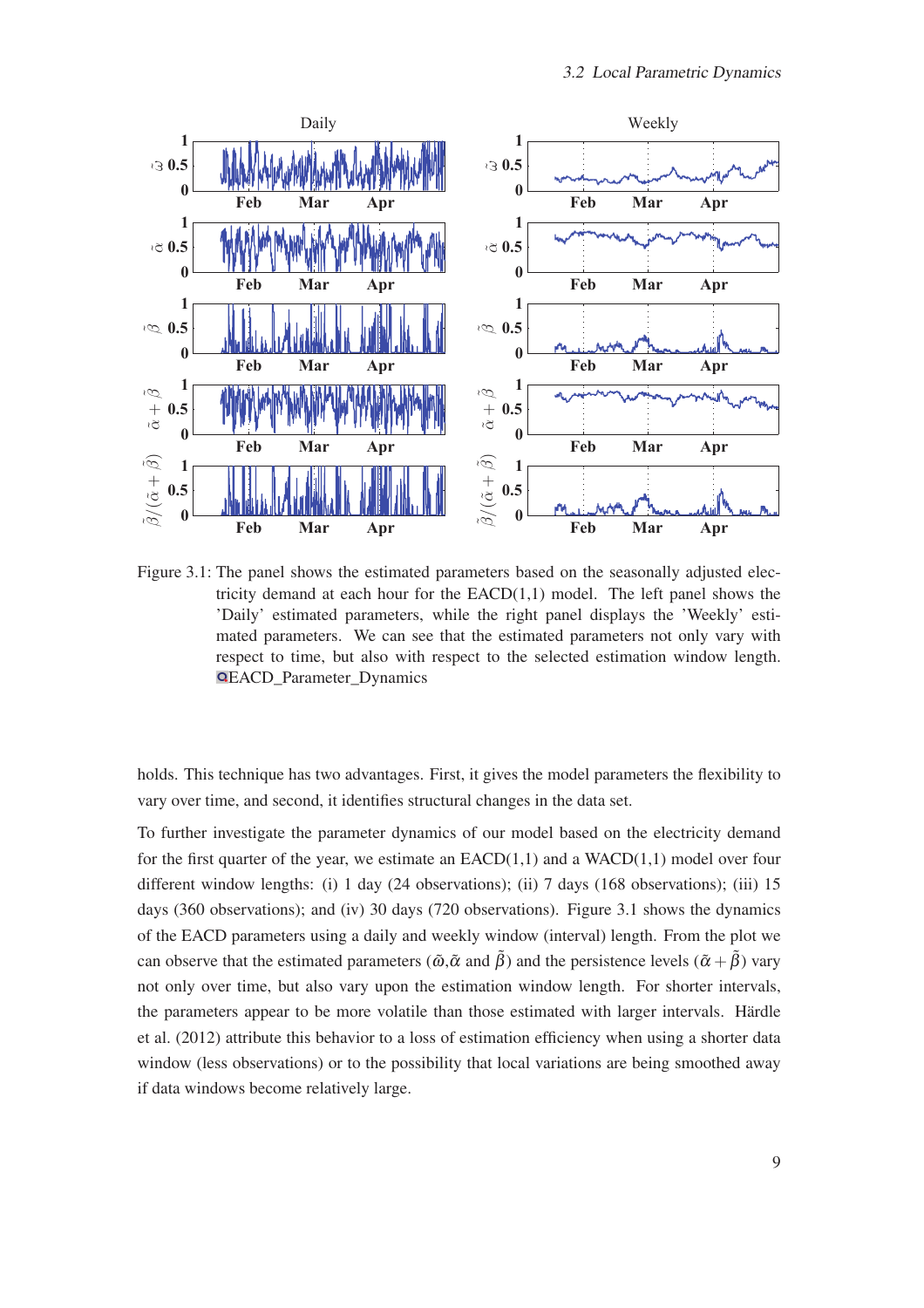Figure 3.1: The panel shows the estimated parameters based on the seasonally adjusted electricity demand at each hour for the EACD(1,1) model. The left panel shows the 'Daily' estimated parameters, while the right panel displays the 'Weekly' estimated parameters. We can see that the estimated parameters not only vary with respect to time, but also with respect to the selected estimation window length. EACD_Parameter_Dynamics

holds. This technique has two advantages. First, it gives the model parameters the flexibility to vary over time, and second, it identifies structural changes in the data set.

To further investigate the parameter dynamics of our model based on the electricity demand for the first quarter of the year, we estimate an EACD(1,1) and a WACD(1,1) model over four different window lengths: (i) 1 day (24 observations); (ii) 7 days (168 observations); (iii) 15 days (360 observations); and (iv) 30 days (720 observations). Figure 3.1 shows the dynamics of the EACD parameters using a daily and weekly window (interval) length. From the plot we can observe that the estimated parameters ($\tilde{\omega}$,$\tilde{\alpha}$ and $\tilde{\beta}$) and the persistence levels ($\tilde{\alpha}+\tilde{\beta}$) vary not only over time, but also vary upon the estimation window length. For shorter intervals, the parameters appear to be more volatile than those estimated with larger intervals. Härdle et al. (2012) attribute this behavior to a loss of estimation efficiency when using a shorter data window (less observations) or to the possibility that local variations are being smoothed away if data windows become relatively large.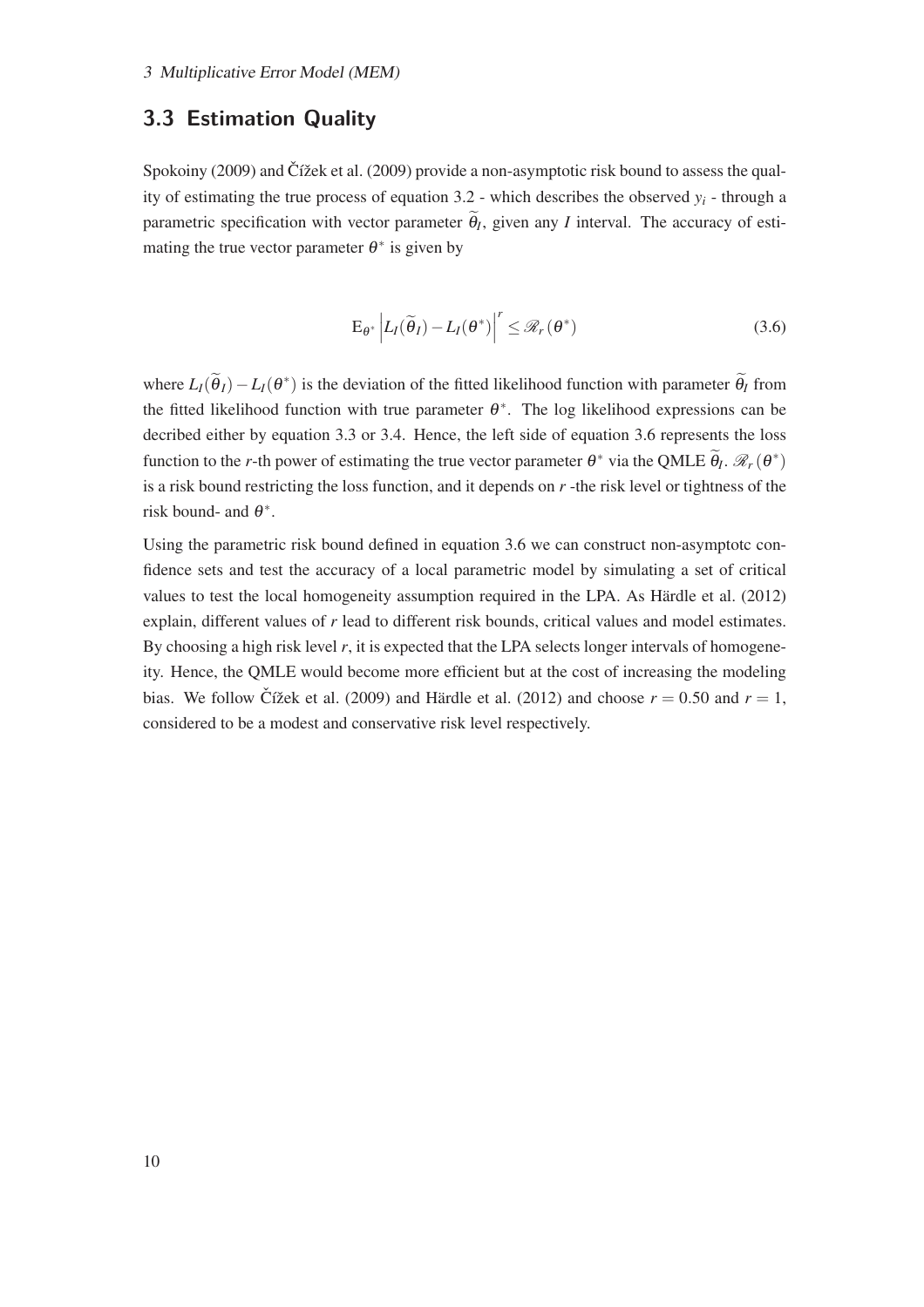## 3.3 Estimation Quality

Spokoiny (2009) and Čížek et al. (2009) provide a non-asymptotic risk bound to assess the quality of estimating the true process of equation 3.2 - which describes the observed $y_i$ - through a parametric specification with vector parameter $\widetilde{\theta}_I$, given any $I$ interval. The accuracy of estimating the true vector parameter $\theta^*$ is given by

$$\mathrm{E}_{\theta^*} \left| L_I(\widetilde{\theta}_I) - L_I(\theta^*) \right|^r \leq \mathscr{R}_r(\theta^*) \tag{3.6}$$

where $L_I(\widetilde{\theta}_I) - L_I(\theta^*)$ is the deviation of the fitted likelihood function with parameter $\widetilde{\theta}_I$ from the fitted likelihood function with true parameter $\theta^*$. The log likelihood expressions can be decribed either by equation 3.3 or 3.4. Hence, the left side of equation 3.6 represents the loss function to the $r$-th power of estimating the true vector parameter $\theta^*$ via the QMLE $\widetilde{\theta}_I$. $\mathscr{R}_r(\theta^*)$ is a risk bound restricting the loss function, and it depends on $r$ -the risk level or tightness of the risk bound- and $\theta^*$.

Using the parametric risk bound defined in equation 3.6 we can construct non-asymptotc confidence sets and test the accuracy of a local parametric model by simulating a set of critical values to test the local homogeneity assumption required in the LPA. As Härdle et al. (2012) explain, different values of $r$ lead to different risk bounds, critical values and model estimates. By choosing a high risk level $r$, it is expected that the LPA selects longer intervals of homogeneity. Hence, the QMLE would become more efficient but at the cost of increasing the modeling bias. We follow Čížek et al. (2009) and Härdle et al. (2012) and choose $r = 0.50$ and $r = 1$, considered to be a modest and conservative risk level respectively.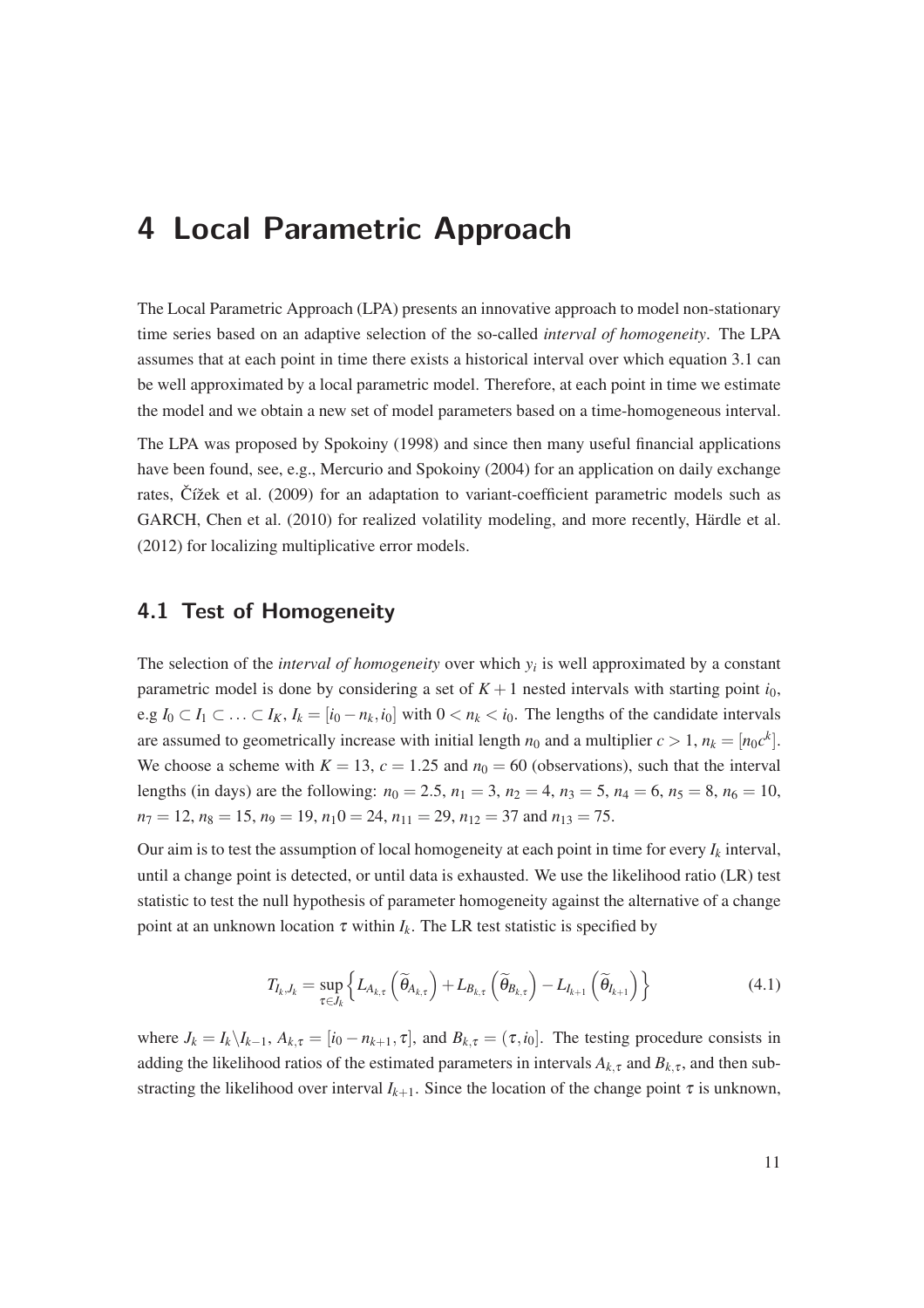# 4 Local Parametric Approach

The Local Parametric Approach (LPA) presents an innovative approach to model non-stationary time series based on an adaptive selection of the so-called *interval of homogeneity*. The LPA assumes that at each point in time there exists a historical interval over which equation 3.1 can be well approximated by a local parametric model. Therefore, at each point in time we estimate the model and we obtain a new set of model parameters based on a time-homogeneous interval.

The LPA was proposed by Spokoiny (1998) and since then many useful financial applications have been found, see, e.g., Mercurio and Spokoiny (2004) for an application on daily exchange rates, Čížek et al. (2009) for an adaptation to variant-coefficient parametric models such as GARCH, Chen et al. (2010) for realized volatility modeling, and more recently, Härdle et al. (2012) for localizing multiplicative error models.

## 4.1 Test of Homogeneity

The selection of the *interval of homogeneity* over which $y_i$ is well approximated by a constant parametric model is done by considering a set of $K+1$ nested intervals with starting point $i_0$, e.g $I_0 \subset I_1 \subset \ldots \subset I_K$, $I_k = [i_0 - n_k, i_0]$ with $0 < n_k < i_0$. The lengths of the candidate intervals are assumed to geometrically increase with initial length $n_0$ and a multiplier $c > 1$, $n_k = [n_0 c^k]$. We choose a scheme with $K = 13$, $c = 1.25$ and $n_0 = 60$ (observations), such that the interval lengths (in days) are the following: $n_0 = 2.5$, $n_1 = 3$, $n_2 = 4$, $n_3 = 5$, $n_4 = 6$, $n_5 = 8$, $n_6 = 10$, $n_7 = 12$, $n_8 = 15$, $n_9 = 19$, $n_10 = 24$, $n_{11} = 29$, $n_{12} = 37$ and $n_{13} = 75$.

Our aim is to test the assumption of local homogeneity at each point in time for every $I_k$ interval, until a change point is detected, or until data is exhausted. We use the likelihood ratio (LR) test statistic to test the null hypothesis of parameter homogeneity against the alternative of a change point at an unknown location $\tau$ within $I_k$. The LR test statistic is specified by

$$T_{I_k,J_k} = \sup_{\tau \in J_k} \left\{ L_{A_{k,\tau}}\left(\widetilde{\theta}_{A_{k,\tau}}\right) + L_{B_{k,\tau}}\left(\widetilde{\theta}_{B_{k,\tau}}\right) - L_{I_{k+1}}\left(\widetilde{\theta}_{I_{k+1}}\right) \right\} \tag{4.1}$$

where $J_k = I_k \backslash I_{k-1}$, $A_{k,\tau} = [i_0 - n_{k+1}, \tau]$, and $B_{k,\tau} = (\tau, i_0]$. The testing procedure consists in adding the likelihood ratios of the estimated parameters in intervals $A_{k,\tau}$ and $B_{k,\tau}$, and then substracting the likelihood over interval $I_{k+1}$. Since the location of the change point $\tau$ is unknown,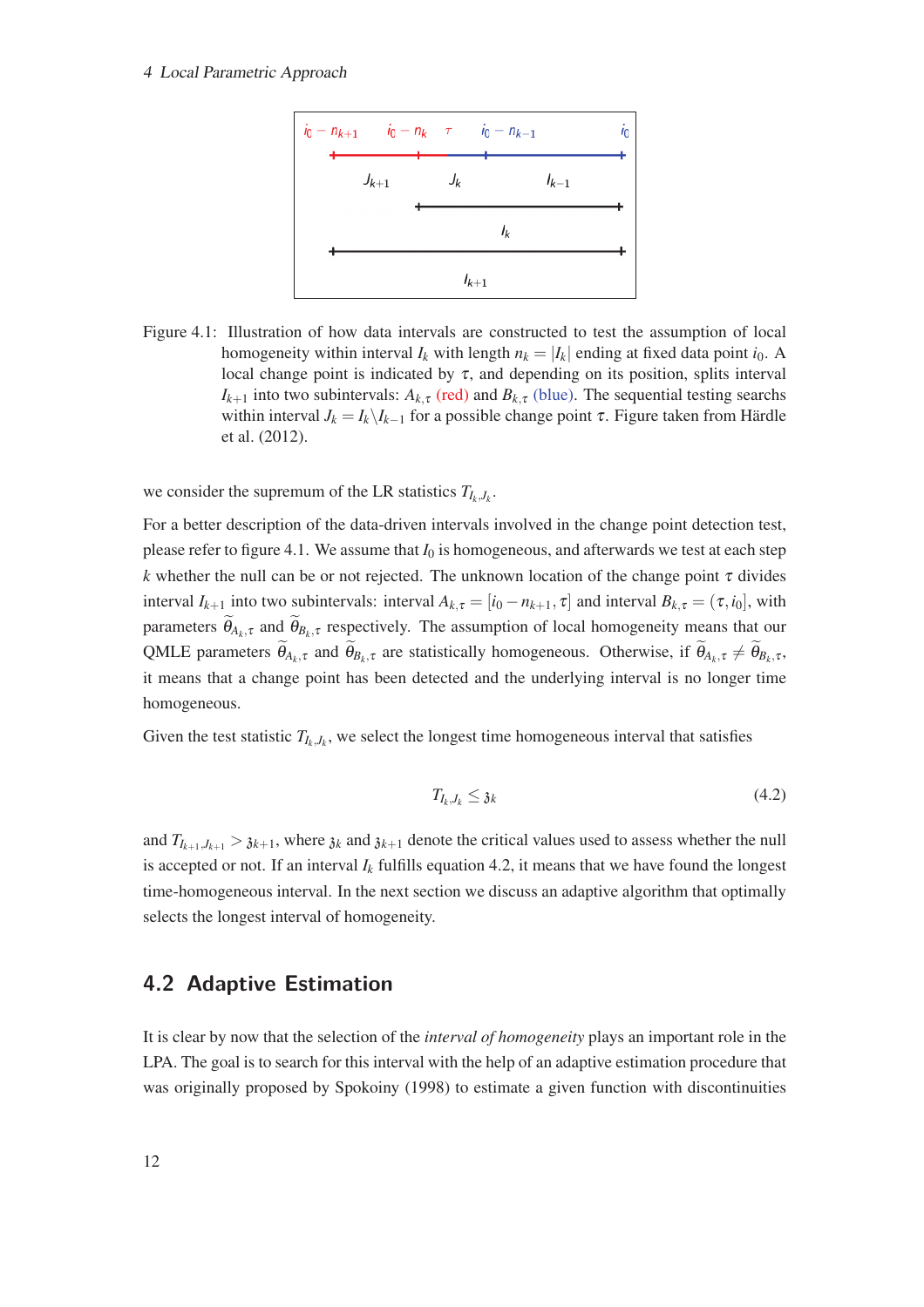Figure 4.1: Illustration of how data intervals are constructed to test the assumption of local homogeneity within interval $I_k$ with length $n_k = |I_k|$ ending at fixed data point $i_0$. A local change point is indicated by $\tau$, and depending on its position, splits interval $I_{k+1}$ into two subintervals: $A_{k,\tau}$ (red) and $B_{k,\tau}$ (blue). The sequential testing searchs within interval $J_k = I_k \backslash I_{k-1}$ for a possible change point $\tau$. Figure taken from Härdle et al. (2012).

we consider the supremum of the LR statistics $T_{I_k,J_k}$.

For a better description of the data-driven intervals involved in the change point detection test, please refer to figure 4.1. We assume that $I_0$ is homogeneous, and afterwards we test at each step $k$ whether the null can be or not rejected. The unknown location of the change point $\tau$ divides interval $I_{k+1}$ into two subintervals: interval $A_{k,\tau} = [i_0 - n_{k+1}, \tau]$ and interval $B_{k,\tau} = (\tau, i_0]$, with parameters $\widetilde{\theta}_{A_k,\tau}$ and $\widetilde{\theta}_{B_k,\tau}$ respectively. The assumption of local homogeneity means that our QMLE parameters $\widetilde{\theta}_{A_k,\tau}$ and $\widetilde{\theta}_{B_k,\tau}$ are statistically homogeneous. Otherwise, if $\widetilde{\theta}_{A_k,\tau} \neq \widetilde{\theta}_{B_k,\tau}$, it means that a change point has been detected and the underlying interval is no longer time homogeneous.

Given the test statistic $T_{I_k,J_k}$, we select the longest time homogeneous interval that satisfies

$$T_{I_k,J_k} \leq \mathfrak{z}_k \tag{4.2}$$

and $T_{I_{k+1},J_{k+1}} > \mathfrak{z}_{k+1}$, where $\mathfrak{z}_k$ and $\mathfrak{z}_{k+1}$ denote the critical values used to assess whether the null is accepted or not. If an interval $I_k$ fulfills equation 4.2, it means that we have found the longest time-homogeneous interval. In the next section we discuss an adaptive algorithm that optimally selects the longest interval of homogeneity.

## 4.2 Adaptive Estimation

It is clear by now that the selection of the *interval of homogeneity* plays an important role in the LPA. The goal is to search for this interval with the help of an adaptive estimation procedure that was originally proposed by Spokoiny (1998) to estimate a given function with discontinuities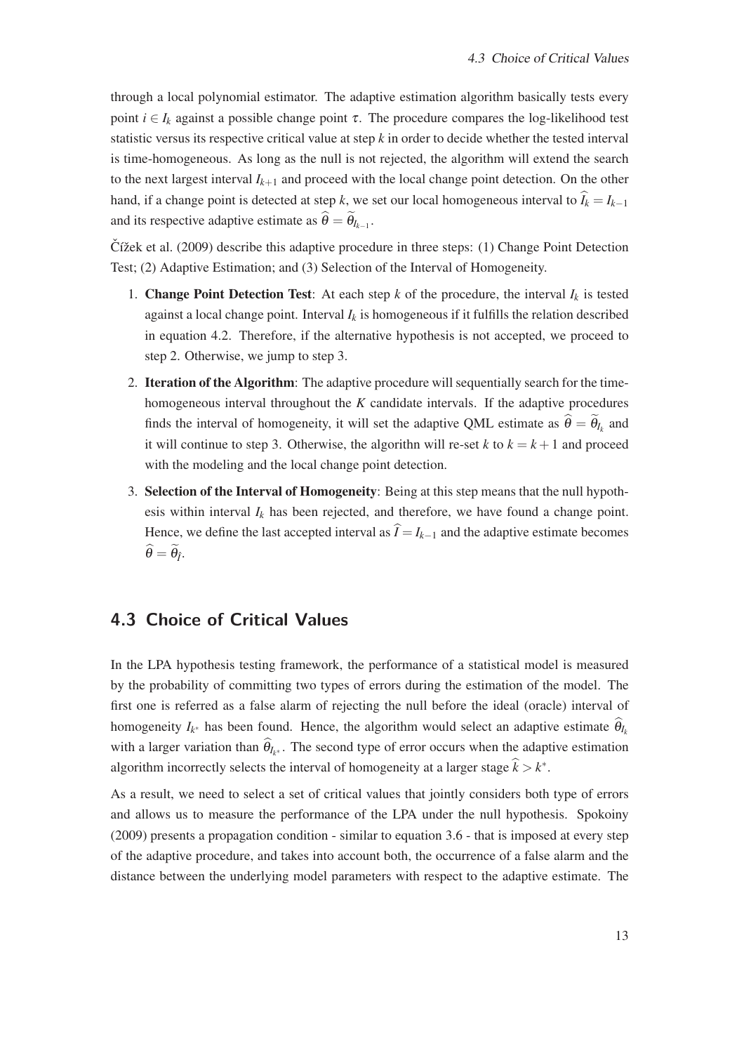through a local polynomial estimator. The adaptive estimation algorithm basically tests every point $i \in I_k$ against a possible change point $\tau$. The procedure compares the log-likelihood test statistic versus its respective critical value at step $k$ in order to decide whether the tested interval is time-homogeneous. As long as the null is not rejected, the algorithm will extend the search to the next largest interval $I_{k+1}$ and proceed with the local change point detection. On the other hand, if a change point is detected at step $k$, we set our local homogeneous interval to $\widehat{I}_k = I_{k-1}$ and its respective adaptive estimate as $\widehat{\theta} = \widetilde{\theta}_{I_{k-1}}$.

Čížek et al. (2009) describe this adaptive procedure in three steps: (1) Change Point Detection Test; (2) Adaptive Estimation; and (3) Selection of the Interval of Homogeneity.

1. **Change Point Detection Test**: At each step $k$ of the procedure, the interval $I_k$ is tested against a local change point. Interval $I_k$ is homogeneous if it fulfills the relation described in equation 4.2. Therefore, if the alternative hypothesis is not accepted, we proceed to step 2. Otherwise, we jump to step 3.
2. **Iteration of the Algorithm**: The adaptive procedure will sequentially search for the time-homogeneous interval throughout the $K$ candidate intervals. If the adaptive procedures finds the interval of homogeneity, it will set the adaptive QML estimate as $\widehat{\theta} = \widetilde{\theta}_{I_k}$ and it will continue to step 3. Otherwise, the algorithn will re-set $k$ to $k = k + 1$ and proceed with the modeling and the local change point detection.
3. **Selection of the Interval of Homogeneity**: Being at this step means that the null hypothesis within interval $I_k$ has been rejected, and therefore, we have found a change point. Hence, we define the last accepted interval as $\widehat{I} = I_{k-1}$ and the adaptive estimate becomes $\widehat{\theta} = \widetilde{\theta}_{\widehat{I}}$.

## 4.3 Choice of Critical Values

In the LPA hypothesis testing framework, the performance of a statistical model is measured by the probability of committing two types of errors during the estimation of the model. The first one is referred as a false alarm of rejecting the null before the ideal (oracle) interval of homogeneity $I_{k^*}$ has been found. Hence, the algorithm would select an adaptive estimate $\widehat{\theta}_{I_k}$ with a larger variation than $\widehat{\theta}_{I_{k^*}}$. The second type of error occurs when the adaptive estimation algorithm incorrectly selects the interval of homogeneity at a larger stage $\widehat{k} > k^*$.

As a result, we need to select a set of critical values that jointly considers both type of errors and allows us to measure the performance of the LPA under the null hypothesis. Spokoiny (2009) presents a propagation condition - similar to equation 3.6 - that is imposed at every step of the adaptive procedure, and takes into account both, the occurrence of a false alarm and the distance between the underlying model parameters with respect to the adaptive estimate. The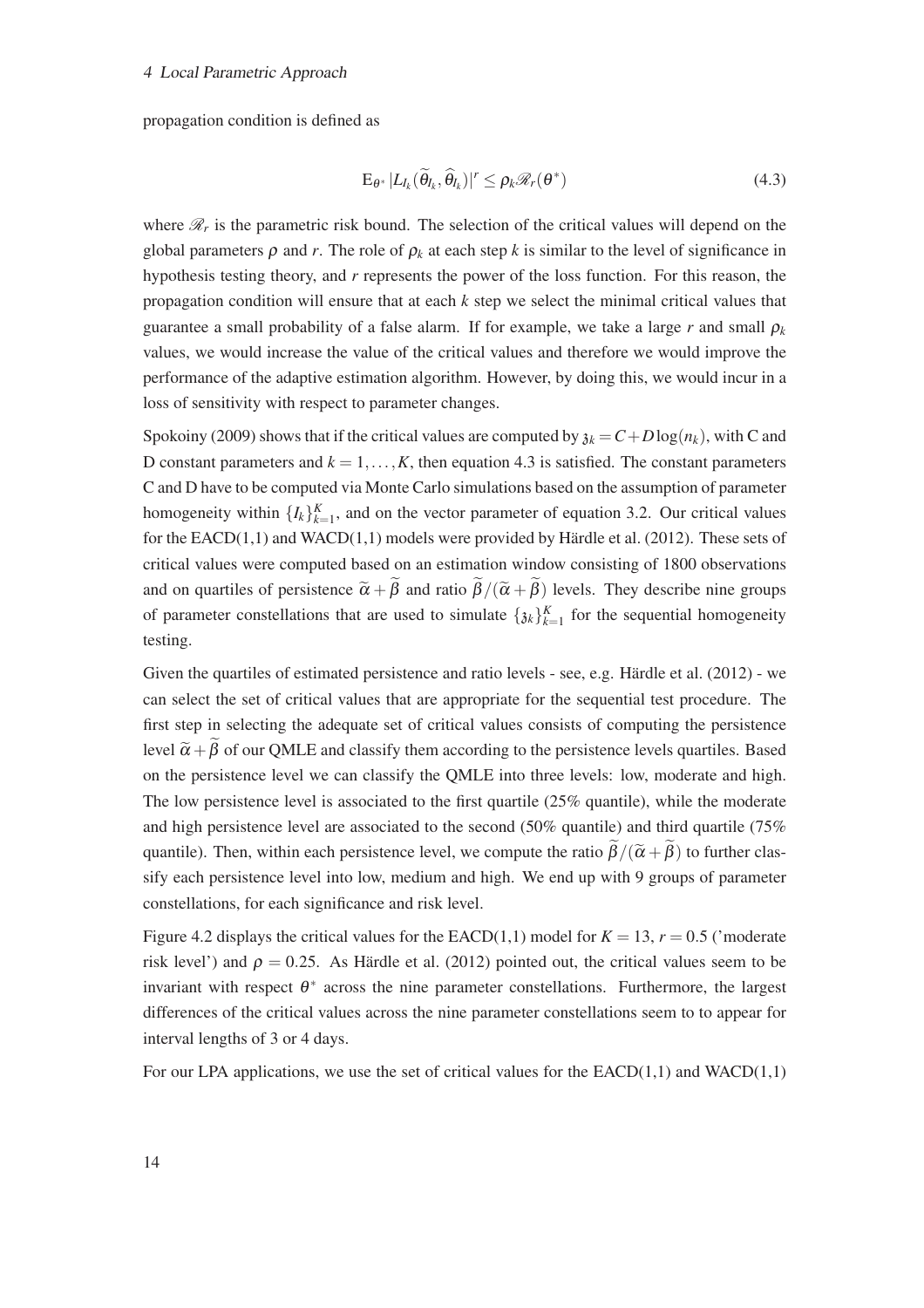propagation condition is defined as

$$\mathrm{E}_{\theta^*} |L_{I_k}(\widetilde{\theta}_{I_k}, \widehat{\theta}_{I_k})|^r \leq \rho_k \mathscr{R}_r(\theta^*) \tag{4.3}$$

where $\mathscr{R}_r$ is the parametric risk bound. The selection of the critical values will depend on the global parameters $\rho$ and $r$. The role of $\rho_k$ at each step $k$ is similar to the level of significance in hypothesis testing theory, and $r$ represents the power of the loss function. For this reason, the propagation condition will ensure that at each $k$ step we select the minimal critical values that guarantee a small probability of a false alarm. If for example, we take a large $r$ and small $\rho_k$ values, we would increase the value of the critical values and therefore we would improve the performance of the adaptive estimation algorithm. However, by doing this, we would incur in a loss of sensitivity with respect to parameter changes.

Spokoiny (2009) shows that if the critical values are computed by $\mathfrak{z}_k = C + D\log(n_k)$, with C and D constant parameters and $k = 1, \ldots, K$, then equation 4.3 is satisfied. The constant parameters C and D have to be computed via Monte Carlo simulations based on the assumption of parameter homogeneity within $\{I_k\}_{k=1}^K$, and on the vector parameter of equation 3.2. Our critical values for the EACD(1,1) and WACD(1,1) models were provided by Härdle et al. (2012). These sets of critical values were computed based on an estimation window consisting of 1800 observations and on quartiles of persistence $\widetilde{\alpha} + \widetilde{\beta}$ and ratio $\widetilde{\beta}/(\widetilde{\alpha} + \widetilde{\beta})$ levels. They describe nine groups of parameter constellations that are used to simulate $\{\mathfrak{z}_k\}_{k=1}^K$ for the sequential homogeneity testing.

Given the quartiles of estimated persistence and ratio levels - see, e.g. Härdle et al. (2012) - we can select the set of critical values that are appropriate for the sequential test procedure. The first step in selecting the adequate set of critical values consists of computing the persistence level $\widetilde{\alpha} + \widetilde{\beta}$ of our QMLE and classify them according to the persistence levels quartiles. Based on the persistence level we can classify the QMLE into three levels: low, moderate and high. The low persistence level is associated to the first quartile (25% quantile), while the moderate and high persistence level are associated to the second (50% quantile) and third quartile (75% quantile). Then, within each persistence level, we compute the ratio $\widetilde{\beta}/(\widetilde{\alpha} + \widetilde{\beta})$ to further classify each persistence level into low, medium and high. We end up with 9 groups of parameter constellations, for each significance and risk level.

Figure 4.2 displays the critical values for the EACD(1,1) model for $K = 13$, $r = 0.5$ ('moderate risk level') and $\rho = 0.25$. As Härdle et al. (2012) pointed out, the critical values seem to be invariant with respect $\theta^*$ across the nine parameter constellations. Furthermore, the largest differences of the critical values across the nine parameter constellations seem to to appear for interval lengths of 3 or 4 days.

For our LPA applications, we use the set of critical values for the EACD(1,1) and WACD(1,1)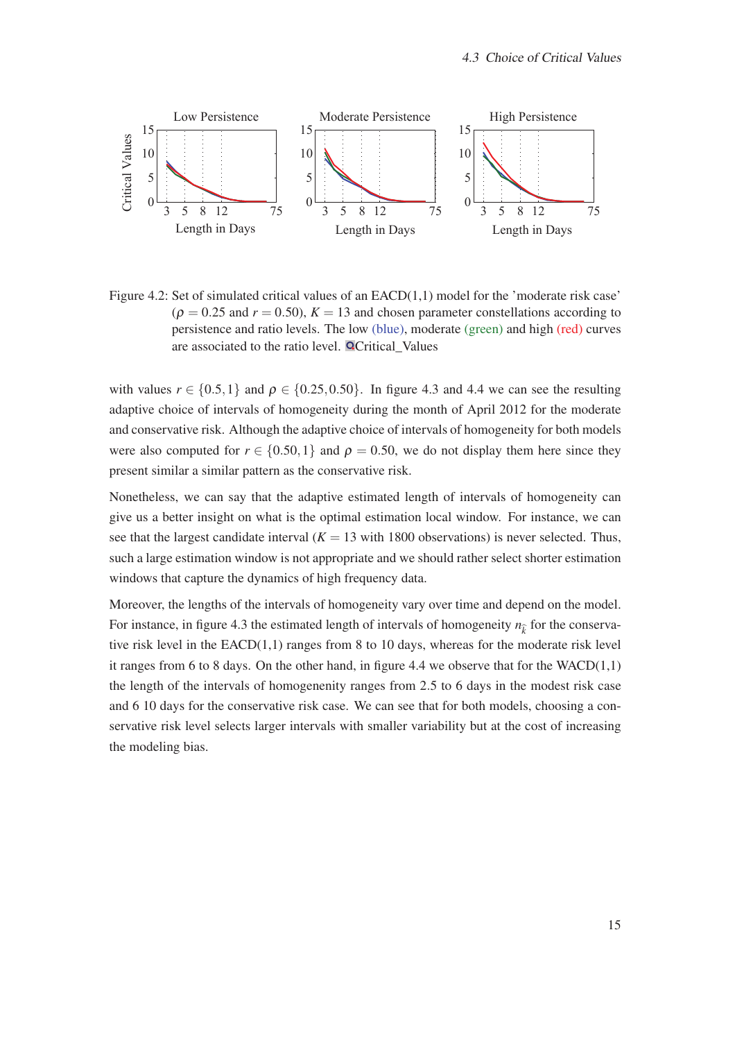Low Persistence, Moderate Persistence, High Persistence

Figure 4.2: Set of simulated critical values of an EACD(1,1) model for the 'moderate risk case' ($\rho = 0.25$ and $r = 0.50$), $K = 13$ and chosen parameter constellations according to persistence and ratio levels. The low (blue), moderate (green) and high (red) curves are associated to the ratio level. Critical_Values

with values $r \in \{0.5, 1\}$ and $\rho \in \{0.25, 0.50\}$. In figure 4.3 and 4.4 we can see the resulting adaptive choice of intervals of homogeneity during the month of April 2012 for the moderate and conservative risk. Although the adaptive choice of intervals of homogeneity for both models were also computed for $r \in \{0.50, 1\}$ and $\rho = 0.50$, we do not display them here since they present similar a similar pattern as the conservative risk.

Nonetheless, we can say that the adaptive estimated length of intervals of homogeneity can give us a better insight on what is the optimal estimation local window. For instance, we can see that the largest candidate interval ($K = 13$ with 1800 observations) is never selected. Thus, such a large estimation window is not appropriate and we should rather select shorter estimation windows that capture the dynamics of high frequency data.

Moreover, the lengths of the intervals of homogeneity vary over time and depend on the model. For instance, in figure 4.3 the estimated length of intervals of homogeneity $n_{\hat{k}}$ for the conservative risk level in the EACD(1,1) ranges from 8 to 10 days, whereas for the moderate risk level it ranges from 6 to 8 days. On the other hand, in figure 4.4 we observe that for the WACD(1,1) the length of the intervals of homogenenity ranges from 2.5 to 6 days in the modest risk case and 6 10 days for the conservative risk case. We can see that for both models, choosing a conservative risk level selects larger intervals with smaller variability but at the cost of increasing the modeling bias.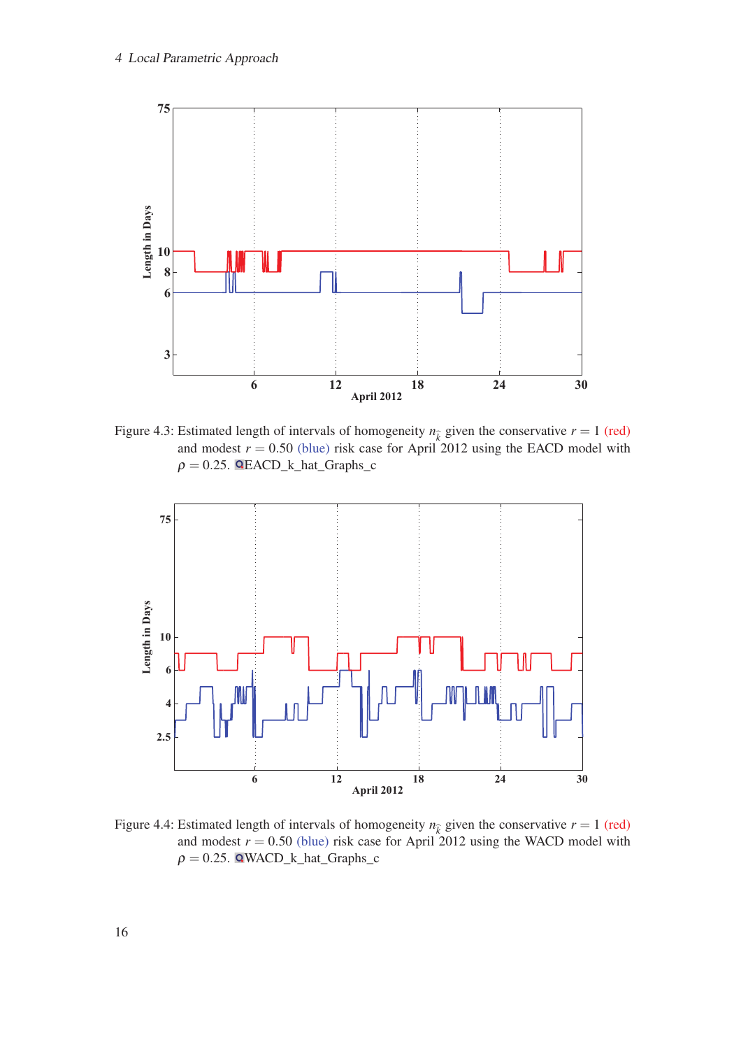Figure 4.3: Estimated length of intervals of homogeneity $n_{\hat{k}}$ given the conservative $r = 1$ (red) and modest $r = 0.50$ (blue) risk case for April 2012 using the EACD model with $\rho = 0.25$. EACD_k_hat_Graphs_c

Figure 4.4: Estimated length of intervals of homogeneity $n_{\hat{k}}$ given the conservative $r = 1$ (red) and modest $r = 0.50$ (blue) risk case for April 2012 using the WACD model with $\rho = 0.25$. WACD_k_hat_Graphs_c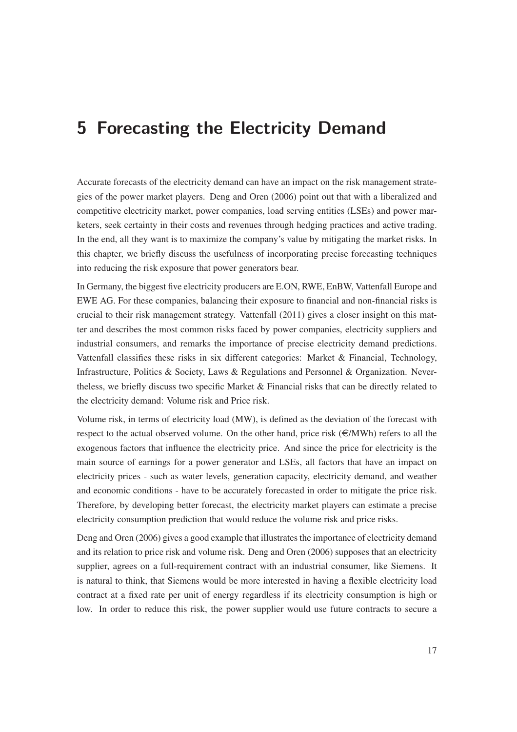# 5 Forecasting the Electricity Demand

Accurate forecasts of the electricity demand can have an impact on the risk management strategies of the power market players. Deng and Oren (2006) point out that with a liberalized and competitive electricity market, power companies, load serving entities (LSEs) and power marketers, seek certainty in their costs and revenues through hedging practices and active trading. In the end, all they want is to maximize the company's value by mitigating the market risks. In this chapter, we briefly discuss the usefulness of incorporating precise forecasting techniques into reducing the risk exposure that power generators bear.

In Germany, the biggest five electricity producers are E.ON, RWE, EnBW, Vattenfall Europe and EWE AG. For these companies, balancing their exposure to financial and non-financial risks is crucial to their risk management strategy. Vattenfall (2011) gives a closer insight on this matter and describes the most common risks faced by power companies, electricity suppliers and industrial consumers, and remarks the importance of precise electricity demand predictions. Vattenfall classifies these risks in six different categories: Market & Financial, Technology, Infrastructure, Politics & Society, Laws & Regulations and Personnel & Organization. Nevertheless, we briefly discuss two specific Market & Financial risks that can be directly related to the electricity demand: Volume risk and Price risk.

Volume risk, in terms of electricity load (MW), is defined as the deviation of the forecast with respect to the actual observed volume. On the other hand, price risk (€/MWh) refers to all the exogenous factors that influence the electricity price. And since the price for electricity is the main source of earnings for a power generator and LSEs, all factors that have an impact on electricity prices - such as water levels, generation capacity, electricity demand, and weather and economic conditions - have to be accurately forecasted in order to mitigate the price risk. Therefore, by developing better forecast, the electricity market players can estimate a precise electricity consumption prediction that would reduce the volume risk and price risks.

Deng and Oren (2006) gives a good example that illustrates the importance of electricity demand and its relation to price risk and volume risk. Deng and Oren (2006) supposes that an electricity supplier, agrees on a full-requirement contract with an industrial consumer, like Siemens. It is natural to think, that Siemens would be more interested in having a flexible electricity load contract at a fixed rate per unit of energy regardless if its electricity consumption is high or low. In order to reduce this risk, the power supplier would use future contracts to secure a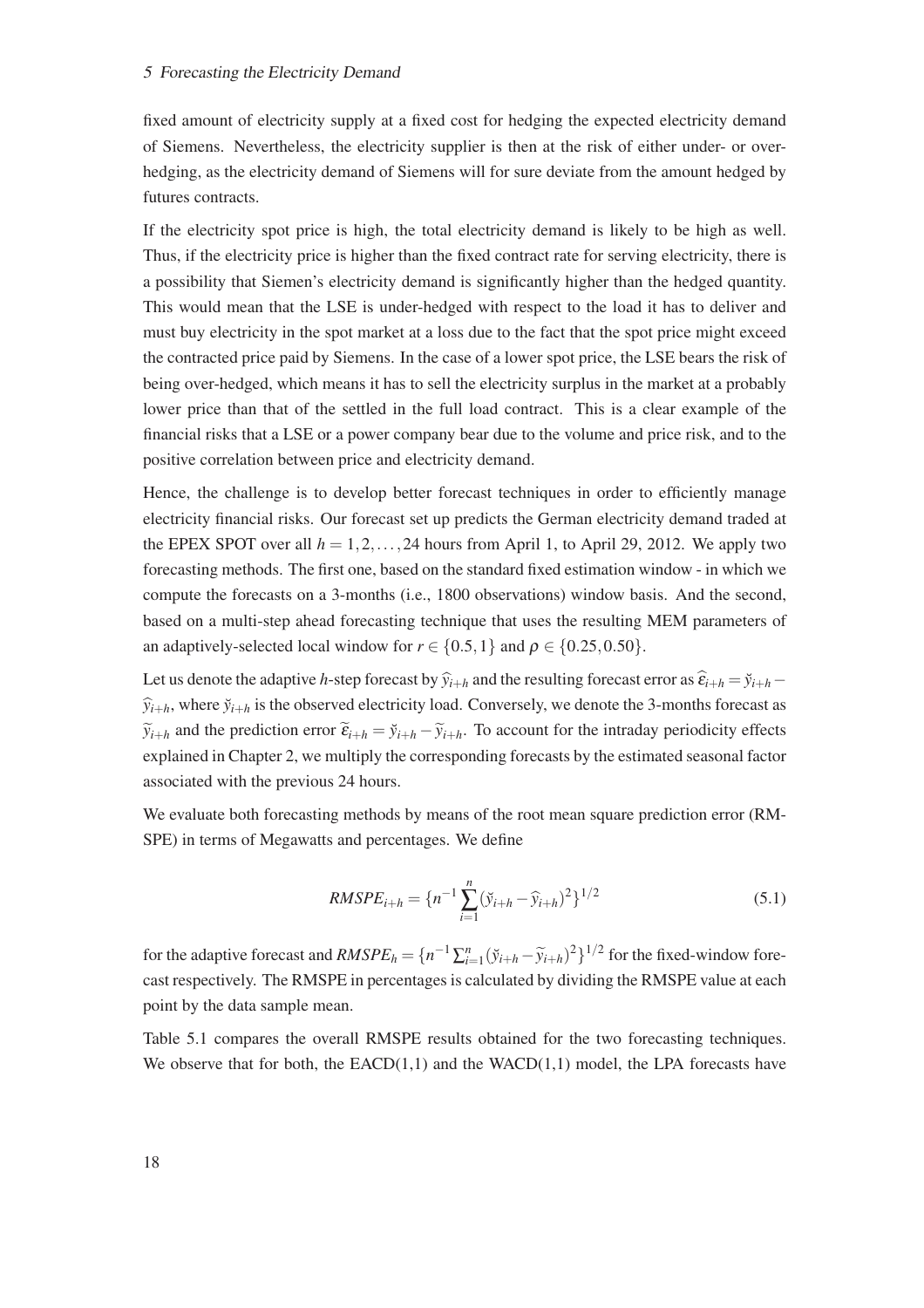fixed amount of electricity supply at a fixed cost for hedging the expected electricity demand of Siemens. Nevertheless, the electricity supplier is then at the risk of either under- or over-hedging, as the electricity demand of Siemens will for sure deviate from the amount hedged by futures contracts.

If the electricity spot price is high, the total electricity demand is likely to be high as well. Thus, if the electricity price is higher than the fixed contract rate for serving electricity, there is a possibility that Siemen's electricity demand is significantly higher than the hedged quantity. This would mean that the LSE is under-hedged with respect to the load it has to deliver and must buy electricity in the spot market at a loss due to the fact that the spot price might exceed the contracted price paid by Siemens. In the case of a lower spot price, the LSE bears the risk of being over-hedged, which means it has to sell the electricity surplus in the market at a probably lower price than that of the settled in the full load contract. This is a clear example of the financial risks that a LSE or a power company bear due to the volume and price risk, and to the positive correlation between price and electricity demand.

Hence, the challenge is to develop better forecast techniques in order to efficiently manage electricity financial risks. Our forecast set up predicts the German electricity demand traded at the EPEX SPOT over all $h = 1, 2, \ldots, 24$ hours from April 1, to April 29, 2012. We apply two forecasting methods. The first one, based on the standard fixed estimation window - in which we compute the forecasts on a 3-months (i.e., 1800 observations) window basis. And the second, based on a multi-step ahead forecasting technique that uses the resulting MEM parameters of an adaptively-selected local window for $r \in \{0.5, 1\}$ and $\rho \in \{0.25, 0.50\}$.

Let us denote the adaptive $h$-step forecast by $\widehat{y}_{i+h}$ and the resulting forecast error as $\widehat{\varepsilon}_{i+h} = \check{y}_{i+h} - \widehat{y}_{i+h}$, where $\check{y}_{i+h}$ is the observed electricity load. Conversely, we denote the 3-months forecast as $\widetilde{y}_{i+h}$ and the prediction error $\widetilde{\varepsilon}_{i+h} = \check{y}_{i+h} - \widetilde{y}_{i+h}$. To account for the intraday periodicity effects explained in Chapter 2, we multiply the corresponding forecasts by the estimated seasonal factor associated with the previous 24 hours.

We evaluate both forecasting methods by means of the root mean square prediction error (RMSPE) in terms of Megawatts and percentages. We define

$$RMSPE_{i+h} = \{n^{-1} \sum_{i=1}^{n} (\check{y}_{i+h} - \widehat{y}_{i+h})^2\}^{1/2} \tag{5.1}$$

for the adaptive forecast and $RMSPE_h = \{n^{-1} \sum_{i=1}^{n} (\check{y}_{i+h} - \widetilde{y}_{i+h})^2\}^{1/2}$ for the fixed-window forecast respectively. The RMSPE in percentages is calculated by dividing the RMSPE value at each point by the data sample mean.

Table 5.1 compares the overall RMSPE results obtained for the two forecasting techniques. We observe that for both, the EACD(1,1) and the WACD(1,1) model, the LPA forecasts have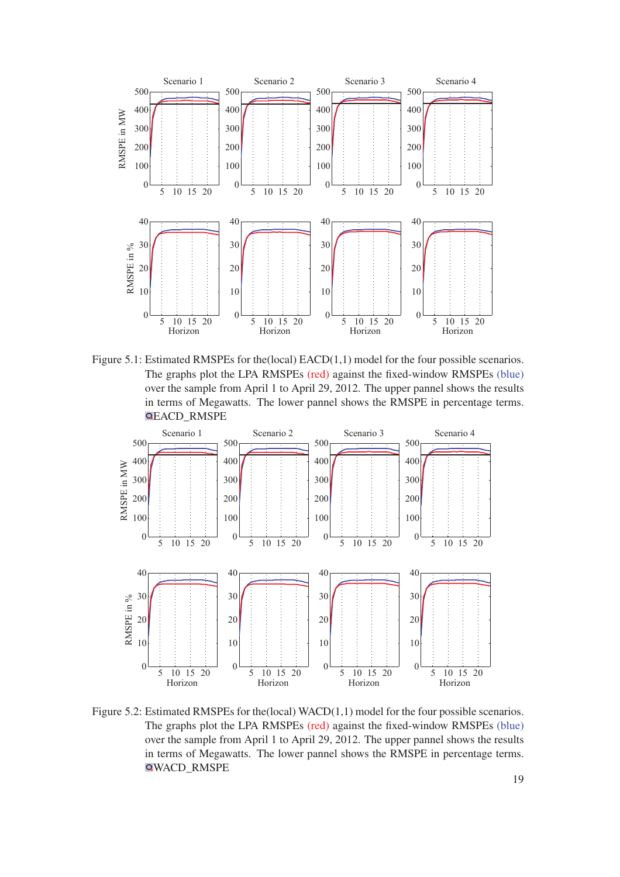Figure 5.1: Estimated RMSPEs for the(local) EACD(1,1) model for the four possible scenarios. The graphs plot the LPA RMSPEs (red) against the fixed-window RMSPEs (blue) over the sample from April 1 to April 29, 2012. The upper pannel shows the results in terms of Megawatts. The lower pannel shows the RMSPE in percentage terms. EACD_RMSPE

Figure 5.2: Estimated RMSPEs for the(local) WACD(1,1) model for the four possible scenarios. The graphs plot the LPA RMSPEs (red) against the fixed-window RMSPEs (blue) over the sample from April 1 to April 29, 2012. The upper pannel shows the results in terms of Megawatts. The lower pannel shows the RMSPE in percentage terms. WACD_RMSPE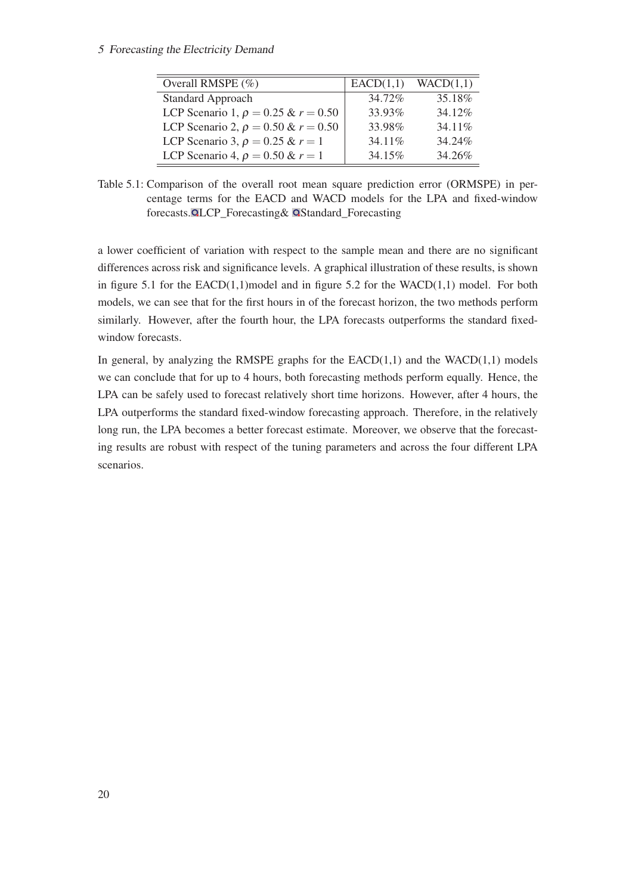| Overall RMSPE (%) | EACD(1,1) | WACD(1,1) |
|---|---|---|
| Standard Approach | 34.72% | 35.18% |
| LCP Scenario 1, $\rho = 0.25$ & $r = 0.50$ | 33.93% | 34.12% |
| LCP Scenario 2, $\rho = 0.50$ & $r = 0.50$ | 33.98% | 34.11% |
| LCP Scenario 3, $\rho = 0.25$ & $r = 1$ | 34.11% | 34.24% |
| LCP Scenario 4, $\rho = 0.50$ & $r = 1$ | 34.15% | 34.26% |

Table 5.1: Comparison of the overall root mean square prediction error (ORMSPE) in percentage terms for the EACD and WACD models for the LPA and fixed-window forecasts. LCP_Forecasting& Standard_Forecasting

a lower coefficient of variation with respect to the sample mean and there are no significant differences across risk and significance levels. A graphical illustration of these results, is shown in figure 5.1 for the EACD(1,1)model and in figure 5.2 for the WACD(1,1) model. For both models, we can see that for the first hours in of the forecast horizon, the two methods perform similarly. However, after the fourth hour, the LPA forecasts outperforms the standard fixed-window forecasts.

In general, by analyzing the RMSPE graphs for the EACD(1,1) and the WACD(1,1) models we can conclude that for up to 4 hours, both forecasting methods perform equally. Hence, the LPA can be safely used to forecast relatively short time horizons. However, after 4 hours, the LPA outperforms the standard fixed-window forecasting approach. Therefore, in the relatively long run, the LPA becomes a better forecast estimate. Moreover, we observe that the forecasting results are robust with respect of the tuning parameters and across the four different LPA scenarios.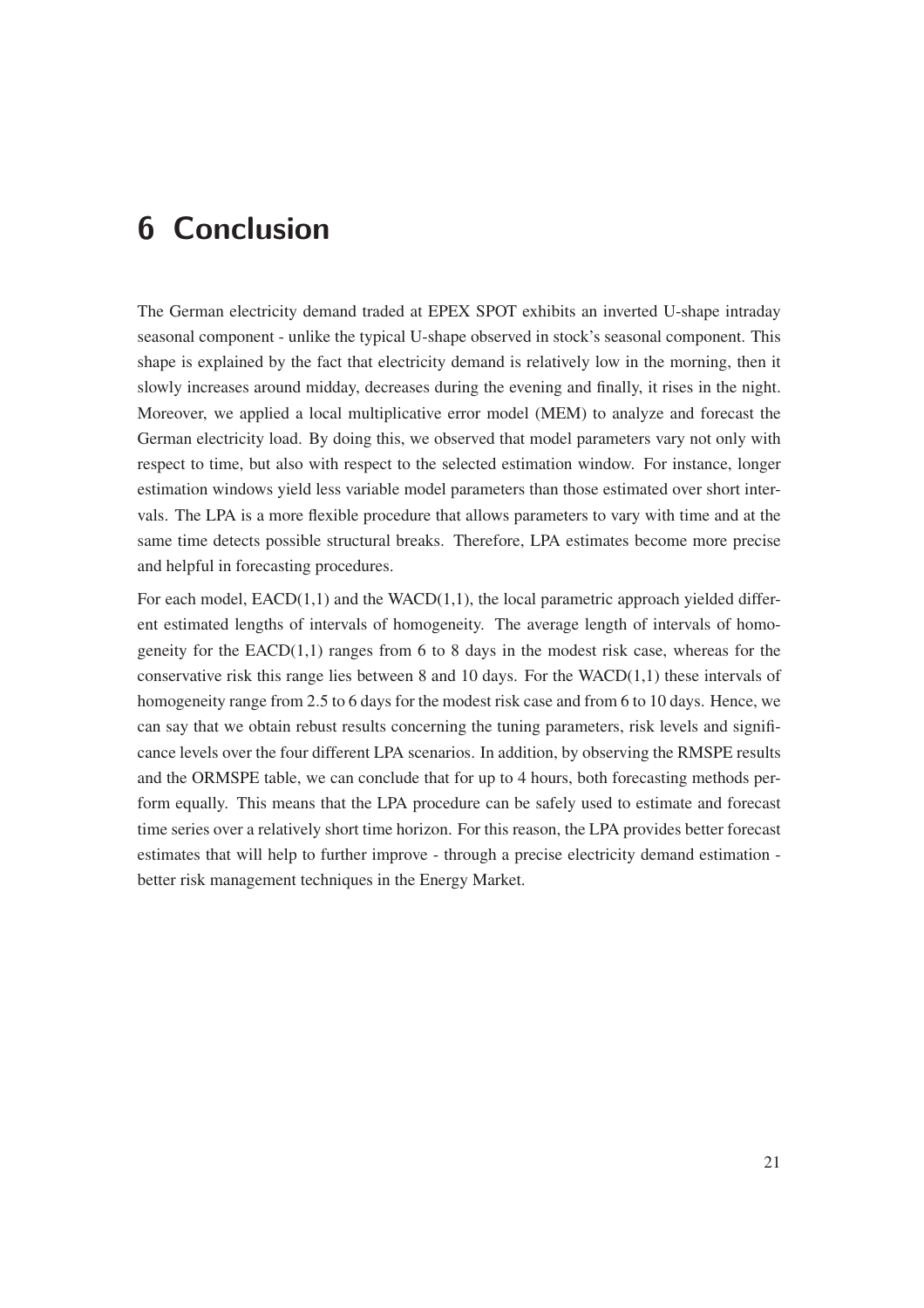# 6 Conclusion

The German electricity demand traded at EPEX SPOT exhibits an inverted U-shape intraday seasonal component - unlike the typical U-shape observed in stock's seasonal component. This shape is explained by the fact that electricity demand is relatively low in the morning, then it slowly increases around midday, decreases during the evening and finally, it rises in the night. Moreover, we applied a local multiplicative error model (MEM) to analyze and forecast the German electricity load. By doing this, we observed that model parameters vary not only with respect to time, but also with respect to the selected estimation window. For instance, longer estimation windows yield less variable model parameters than those estimated over short intervals. The LPA is a more flexible procedure that allows parameters to vary with time and at the same time detects possible structural breaks. Therefore, LPA estimates become more precise and helpful in forecasting procedures.

For each model, EACD(1,1) and the WACD(1,1), the local parametric approach yielded different estimated lengths of intervals of homogeneity. The average length of intervals of homogeneity for the EACD(1,1) ranges from 6 to 8 days in the modest risk case, whereas for the conservative risk this range lies between 8 and 10 days. For the WACD(1,1) these intervals of homogeneity range from 2.5 to 6 days for the modest risk case and from 6 to 10 days. Hence, we can say that we obtain rebust results concerning the tuning parameters, risk levels and significance levels over the four different LPA scenarios. In addition, by observing the RMSPE results and the ORMSPE table, we can conclude that for up to 4 hours, both forecasting methods perform equally. This means that the LPA procedure can be safely used to estimate and forecast time series over a relatively short time horizon. For this reason, the LPA provides better forecast estimates that will help to further improve - through a precise electricity demand estimation - better risk management techniques in the Energy Market.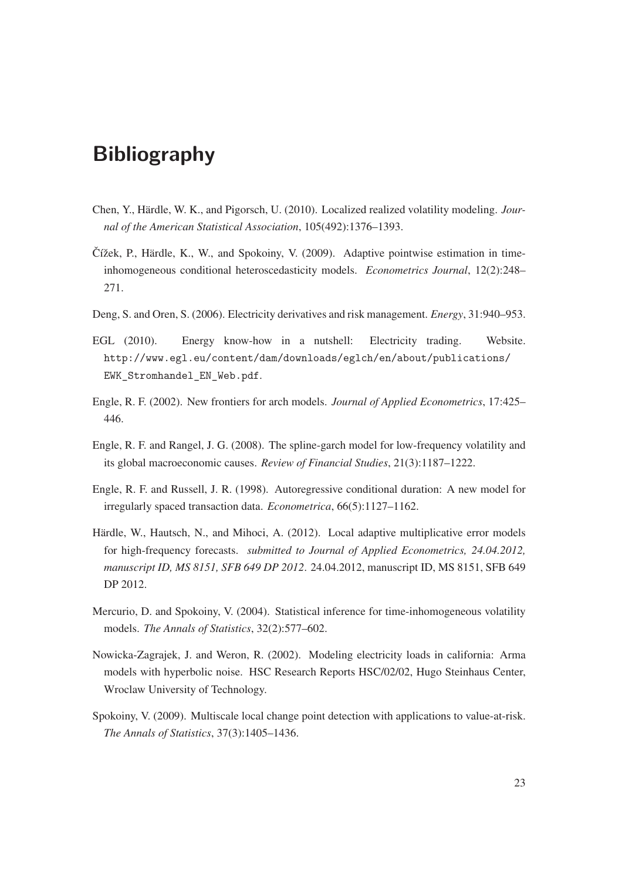# Bibliography

Chen, Y., Härdle, W. K., and Pigorsch, U. (2010). Localized realized volatility modeling. *Journal of the American Statistical Association*, 105(492):1376–1393.

Čížek, P., Härdle, K., W., and Spokoiny, V. (2009). Adaptive pointwise estimation in time-inhomogeneous conditional heteroscedasticity models. *Econometrics Journal*, 12(2):248–271.

Deng, S. and Oren, S. (2006). Electricity derivatives and risk management. *Energy*, 31:940–953.

EGL (2010). Energy know-how in a nutshell: Electricity trading. Website. `http://www.egl.eu/content/dam/downloads/eglch/en/about/publications/EWK_Stromhandel_EN_Web.pdf`.

Engle, R. F. (2002). New frontiers for arch models. *Journal of Applied Econometrics*, 17:425–446.

Engle, R. F. and Rangel, J. G. (2008). The spline-garch model for low-frequency volatility and its global macroeconomic causes. *Review of Financial Studies*, 21(3):1187–1222.

Engle, R. F. and Russell, J. R. (1998). Autoregressive conditional duration: A new model for irregularly spaced transaction data. *Econometrica*, 66(5):1127–1162.

Härdle, W., Hautsch, N., and Mihoci, A. (2012). Local adaptive multiplicative error models for high-frequency forecasts. *submitted to Journal of Applied Econometrics, 24.04.2012, manuscript ID, MS 8151, SFB 649 DP 2012*. 24.04.2012, manuscript ID, MS 8151, SFB 649 DP 2012.

Mercurio, D. and Spokoiny, V. (2004). Statistical inference for time-inhomogeneous volatility models. *The Annals of Statistics*, 32(2):577–602.

Nowicka-Zagrajek, J. and Weron, R. (2002). Modeling electricity loads in california: Arma models with hyperbolic noise. HSC Research Reports HSC/02/02, Hugo Steinhaus Center, Wroclaw University of Technology.

Spokoiny, V. (2009). Multiscale local change point detection with applications to value-at-risk. *The Annals of Statistics*, 37(3):1405–1436.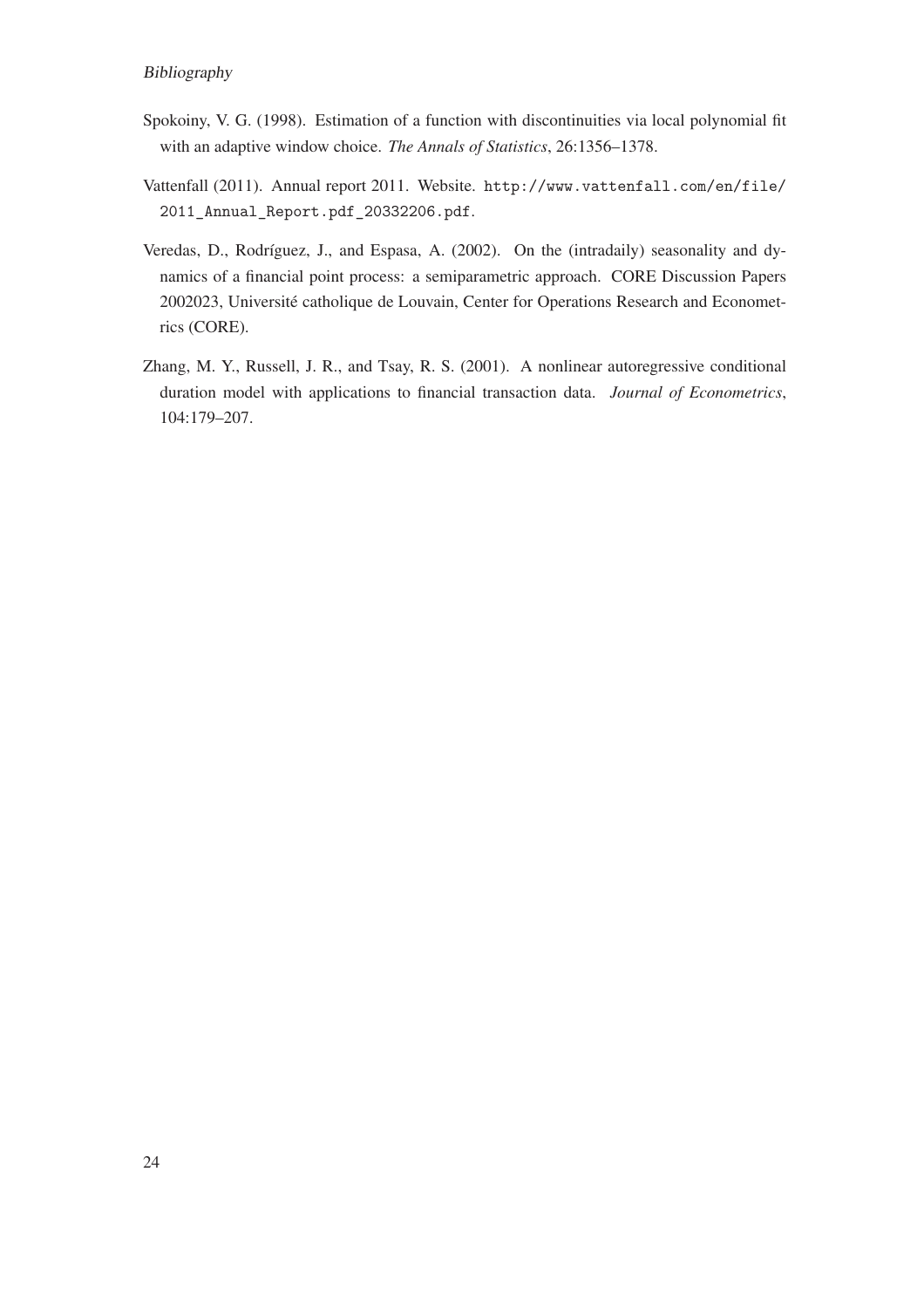Spokoiny, V. G. (1998). Estimation of a function with discontinuities via local polynomial fit with an adaptive window choice. *The Annals of Statistics*, 26:1356–1378.

Vattenfall (2011). Annual report 2011. Website. `http://www.vattenfall.com/en/file/2011_Annual_Report.pdf_20332206.pdf`.

Veredas, D., Rodríguez, J., and Espasa, A. (2002). On the (intradaily) seasonality and dynamics of a financial point process: a semiparametric approach. CORE Discussion Papers 2002023, Université catholique de Louvain, Center for Operations Research and Econometrics (CORE).

Zhang, M. Y., Russell, J. R., and Tsay, R. S. (2001). A nonlinear autoregressive conditional duration model with applications to financial transaction data. *Journal of Econometrics*, 104:179–207.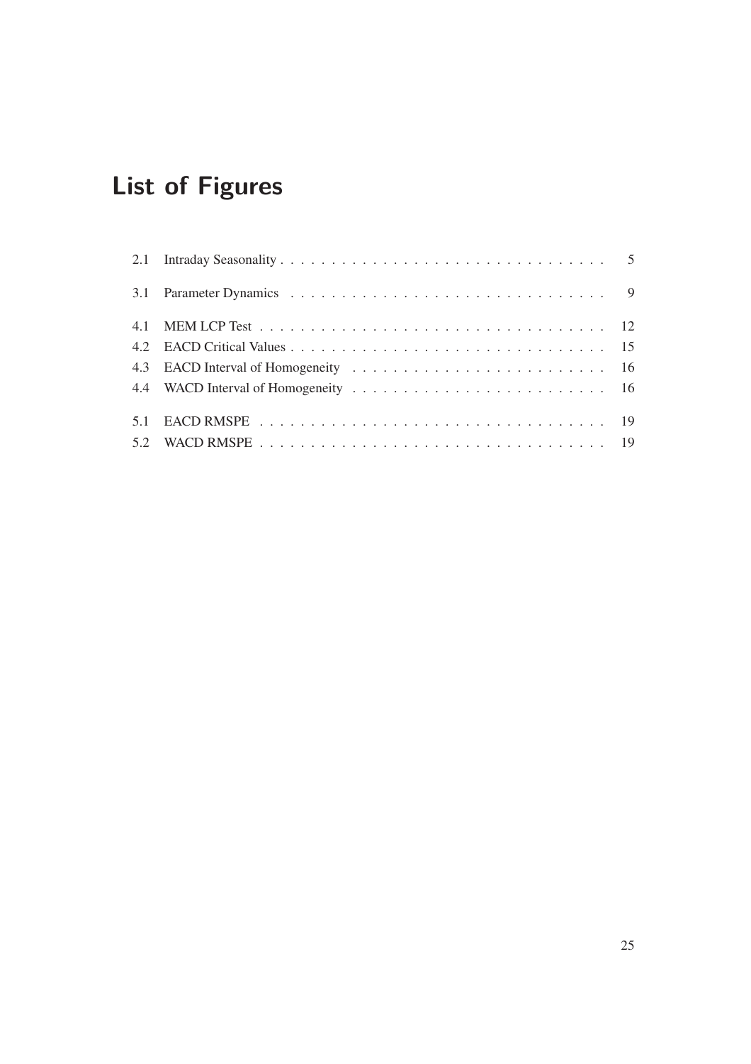# List of Figures

2.1 Intraday Seasonality . . . . . . . . . . . . . . . . . . . . . . . . . . . . . . . . 5

3.1 Parameter Dynamics . . . . . . . . . . . . . . . . . . . . . . . . . . . . . . . . 9

4.1 MEM LCP Test . . . . . . . . . . . . . . . . . . . . . . . . . . . . . . . . . . . 12
4.2 EACD Critical Values . . . . . . . . . . . . . . . . . . . . . . . . . . . . . . . . 15
4.3 EACD Interval of Homogeneity . . . . . . . . . . . . . . . . . . . . . . . . . . 16
4.4 WACD Interval of Homogeneity . . . . . . . . . . . . . . . . . . . . . . . . . . 16

5.1 EACD RMSPE . . . . . . . . . . . . . . . . . . . . . . . . . . . . . . . . . . . 19
5.2 WACD RMSPE . . . . . . . . . . . . . . . . . . . . . . . . . . . . . . . . . . . 19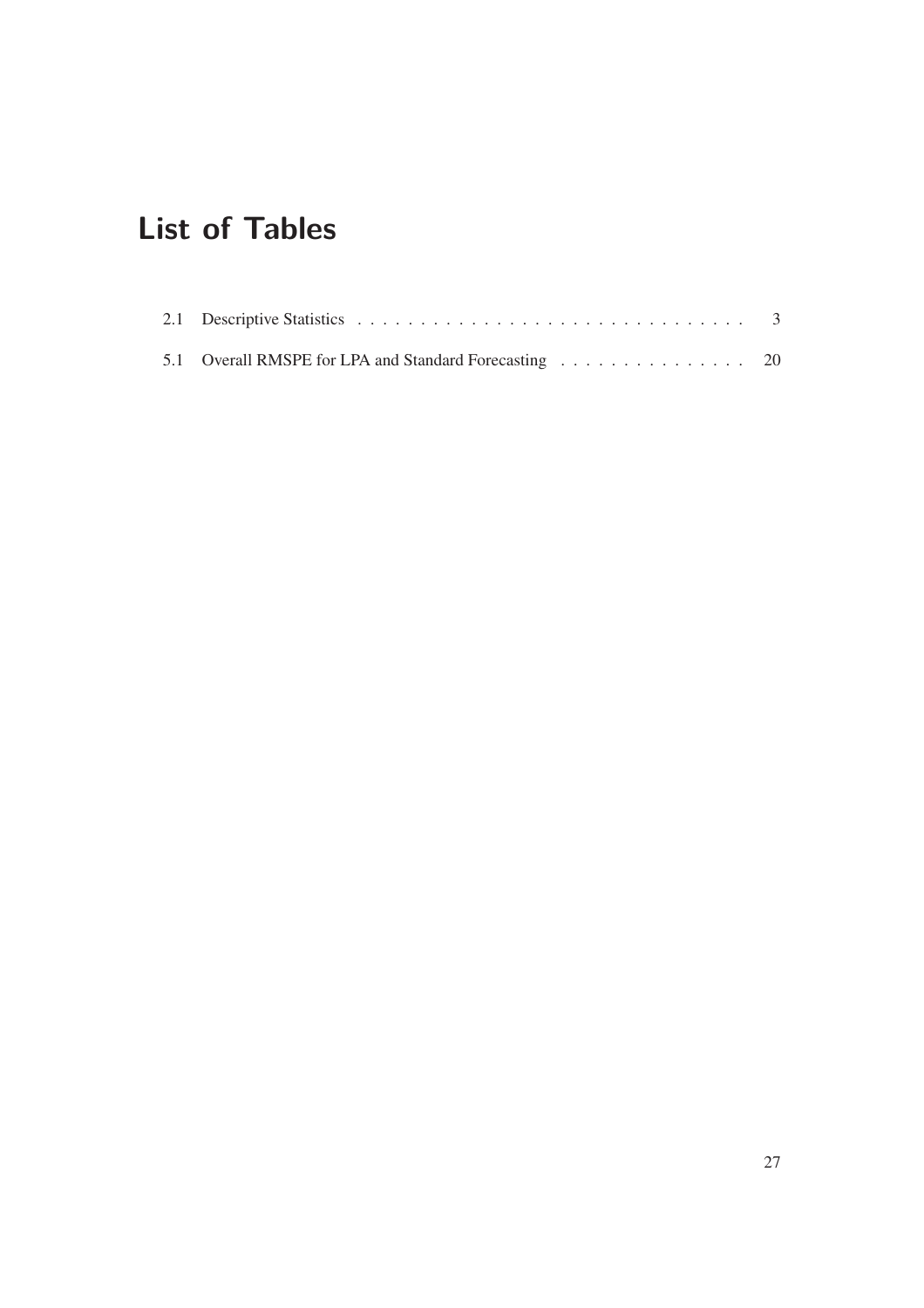# List of Tables

2.1 Descriptive Statistics . . . . . . . . . . . . . . . . . . . . . . . . . . . . . . . 3

5.1 Overall RMSPE for LPA and Standard Forecasting . . . . . . . . . . . . . . . . 20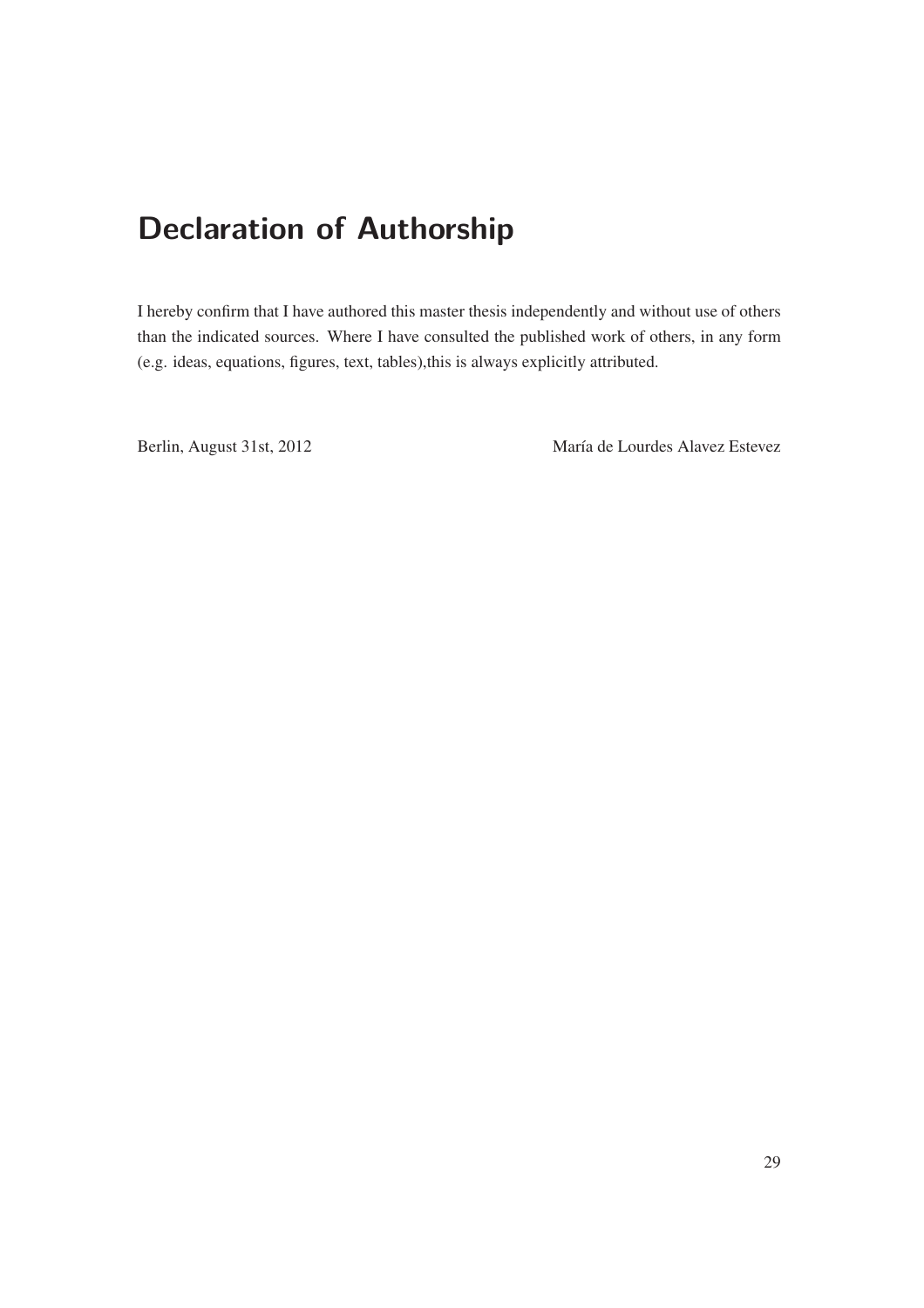# Declaration of Authorship

I hereby confirm that I have authored this master thesis independently and without use of others than the indicated sources. Where I have consulted the published work of others, in any form (e.g. ideas, equations, figures, text, tables),this is always explicitly attributed.

Berlin, August 31st, 2012 María de Lourdes Alavez Estevez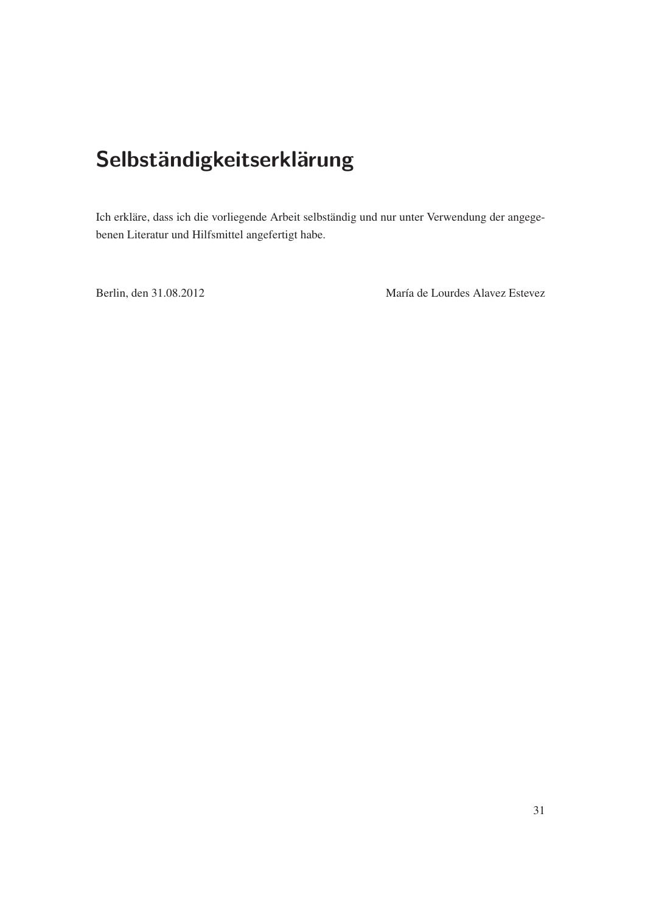# Selbständigkeitserklärung

Ich erkläre, dass ich die vorliegende Arbeit selbständig und nur unter Verwendung der angegebenen Literatur und Hilfsmittel angefertigt habe.

Berlin, den 31.08.2012 María de Lourdes Alavez Estevez